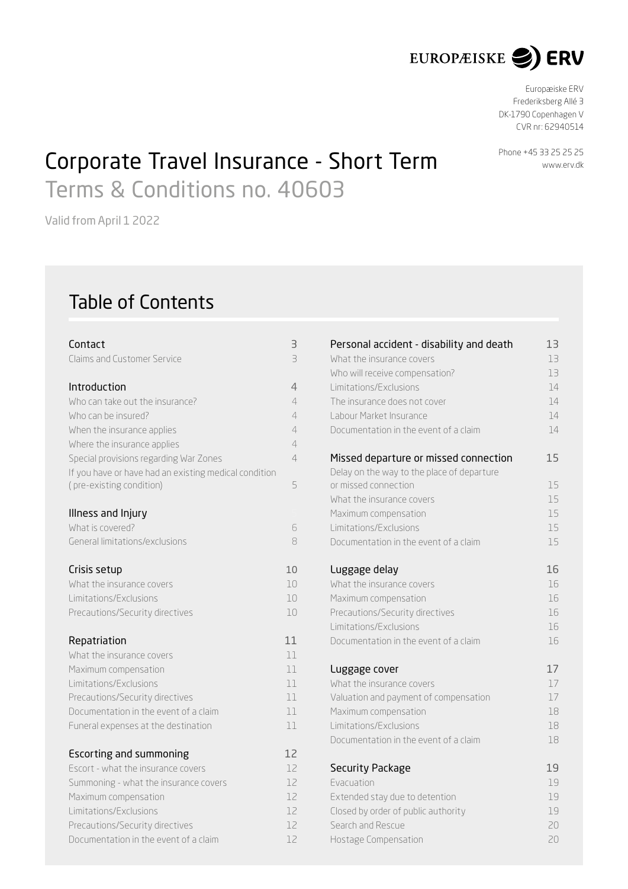EUROPÆISKE ERV

Europæiske ERV
Frederiksberg Allé 3
DK-1790 Copenhagen V
CVR nr: 62940514

Phone +45 33 25 25 25
www.erv.dk

# Corporate Travel Insurance - Short Term

## Terms & Conditions no. 40603

Valid from April 1 2022

## Table of Contents

| Section | Page |
|---|---|
| **Contact** | **3** |
| Claims and Customer Service | 3 |
| **Introduction** | **4** |
| Who can take out the insurance? | 4 |
| Who can be insured? | 4 |
| When the insurance applies | 4 |
| Where the insurance applies | 4 |
| Special provisions regarding War Zones | 4 |
| If you have or have had an existing medical condition ( pre-existing condition) | 5 |
| **Illness and Injury** | |
| What is covered? | 6 |
| General limitations/exclusions | 8 |
| **Crisis setup** | **10** |
| What the insurance covers | 10 |
| Limitations/Exclusions | 10 |
| Precautions/Security directives | 10 |
| **Repatriation** | **11** |
| What the insurance covers | 11 |
| Maximum compensation | 11 |
| Limitations/Exclusions | 11 |
| Precautions/Security directives | 11 |
| Documentation in the event of a claim | 11 |
| Funeral expenses at the destination | 11 |
| **Escorting and summoning** | **12** |
| Escort - what the insurance covers | 12 |
| Summoning - what the insurance covers | 12 |
| Maximum compensation | 12 |
| Limitations/Exclusions | 12 |
| Precautions/Security directives | 12 |
| Documentation in the event of a claim | 12 |
| **Personal accident - disability and death** | **13** |
| What the insurance covers | 13 |
| Who will receive compensation? | 13 |
| Limitations/Exclusions | 14 |
| The insurance does not cover | 14 |
| Labour Market Insurance | 14 |
| Documentation in the event of a claim | 14 |
| **Missed departure or missed connection** | **15** |
| Delay on the way to the place of departure or missed connection | 15 |
| What the insurance covers | 15 |
| Maximum compensation | 15 |
| Limitations/Exclusions | 15 |
| Documentation in the event of a claim | 15 |
| **Luggage delay** | **16** |
| What the insurance covers | 16 |
| Maximum compensation | 16 |
| Precautions/Security directives | 16 |
| Limitations/Exclusions | 16 |
| Documentation in the event of a claim | 16 |
| **Luggage cover** | **17** |
| What the insurance covers | 17 |
| Valuation and payment of compensation | 17 |
| Maximum compensation | 18 |
| Limitations/Exclusions | 18 |
| Documentation in the event of a claim | 18 |
| **Security Package** | **19** |
| Evacuation | 19 |
| Extended stay due to detention | 19 |
| Closed by order of public authority | 19 |
| Search and Rescue | 20 |
| Hostage Compensation | 20 |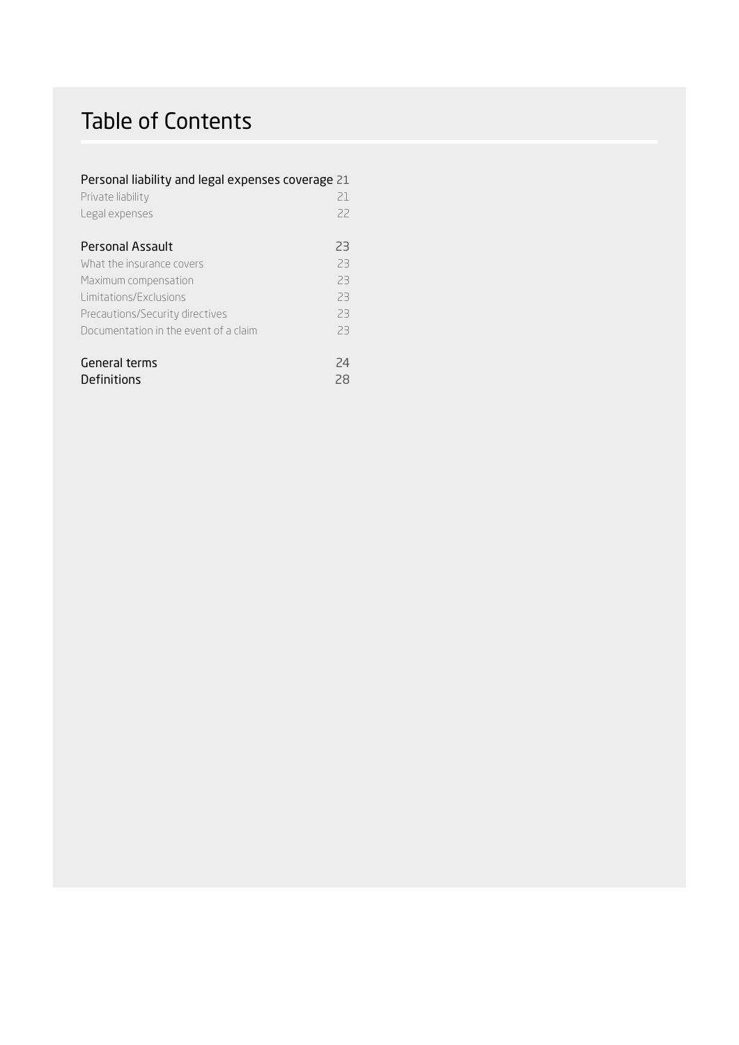# Table of Contents

| | |
|---|---|
| **Personal liability and legal expenses coverage** | **21** |
| Private liability | 21 |
| Legal expenses | 22 |
| **Personal Assault** | **23** |
| What the insurance covers | 23 |
| Maximum compensation | 23 |
| Limitations/Exclusions | 23 |
| Precautions/Security directives | 23 |
| Documentation in the event of a claim | 23 |
| **General terms** | **24** |
| **Definitions** | **28** |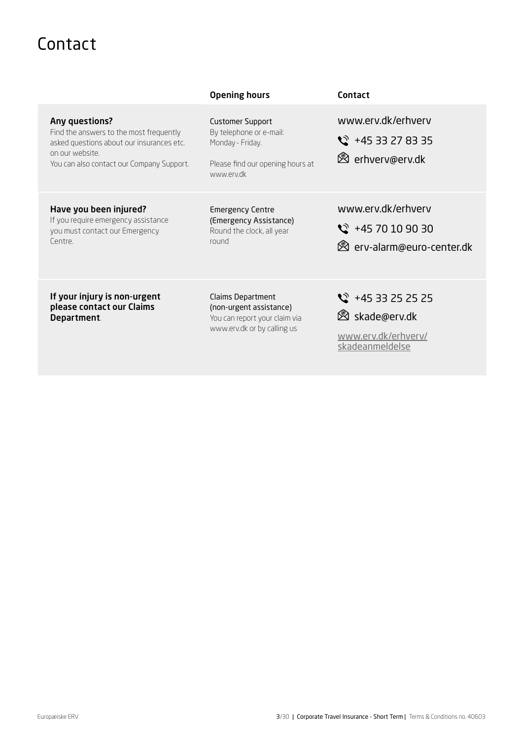# Contact

| | Opening hours | Contact |
| --- | --- | --- |
| **Any questions?**<br>Find the answers to the most frequently asked questions about our insurances etc. on our website.<br>You can also contact our Company Support. | Customer Support<br>By telephone or e-mail:<br>Monday - Friday.<br><br>Please find our opening hours at www.erv.dk | www.erv.dk/erhverv<br>+45 33 27 83 35<br>erhverv@erv.dk |
| **Have you been injured?**<br>If you require emergency assistance you must contact our Emergency Centre. | Emergency Centre<br>(Emergency Assistance)<br>Round the clock, all year round | www.erv.dk/erhverv<br>+45 70 10 90 30<br>erv-alarm@euro-center.dk |
| **If your injury is non-urgent please contact our Claims Department**. | Claims Department<br>(non-urgent assistance)<br>You can report your claim via www.erv.dk or by calling us | +45 33 25 25 25<br>skade@erv.dk<br>www.erv.dk/erhverv/skadeanmeldelse |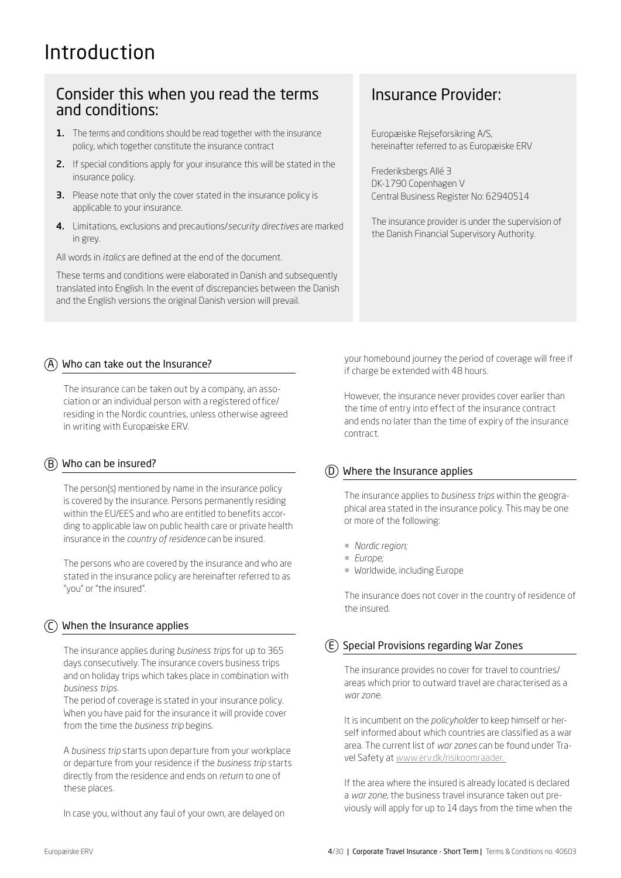# Introduction

## Consider this when you read the terms and conditions:

1. The terms and conditions should be read together with the insurance policy, which together constitute the insurance contract
2. If special conditions apply for your insurance this will be stated in the insurance policy.
3. Please note that only the cover stated in the insurance policy is applicable to your insurance.
4. Limitations, exclusions and precautions/*security directives* are marked in grey.

All words in *italics* are defined at the end of the document.

These terms and conditions were elaborated in Danish and subsequently translated into English. In the event of discrepancies between the Danish and the English versions the original Danish version will prevail.

## Insurance Provider:

Europæiske Rejseforsikring A/S,
hereinafter referred to as Europæiske ERV

Frederiksbergs Allé 3
DK-1790 Copenhagen V
Central Business Register No: 62940514

The insurance provider is under the supervision of the Danish Financial Supervisory Authority.

### (A) Who can take out the Insurance?

The insurance can be taken out by a company, an association or an individual person with a registered office/residing in the Nordic countries, unless otherwise agreed in writing with Europæiske ERV.

### (B) Who can be insured?

The person(s) mentioned by name in the insurance policy is covered by the insurance. Persons permanently residing within the EU/EES and who are entitled to benefits according to applicable law on public health care or private health insurance in the *country of residence* can be insured.

The persons who are covered by the insurance and who are stated in the insurance policy are hereinafter referred to as "you" or "the insured".

### (C) When the Insurance applies

The insurance applies during *business trips* for up to 365 days consecutively. The insurance covers business trips and on holiday trips which takes place in combination with *business trips*.
The period of coverage is stated in your insurance policy. When you have paid for the insurance it will provide cover from the time the *business trip* begins.

A *business trip* starts upon departure from your workplace or departure from your residence if the *business trip* starts directly from the residence and ends on *return* to one of these places.

In case you, without any faul of your own, are delayed on your homebound journey the period of coverage will free if if charge be extended with 48 hours.

However, the insurance never provides cover earlier than the time of entry into effect of the insurance contract and ends no later than the time of expiry of the insurance contract.

### (D) Where the Insurance applies

The insurance applies to *business trips* within the geographical area stated in the insurance policy. This may be one or more of the following:

- *Nordic region;*
- *Europe;*
- Worldwide, including Europe

The insurance does not cover in the country of residence of the insured.

### (E) Special Provisions regarding War Zones

The insurance provides no cover for travel to countries/areas which prior to outward travel are characterised as a *war zone*.

It is incumbent on the *policyholder* to keep himself or herself informed about which countries are classified as a war area. The current list of *war zones* can be found under Travel Safety at www.erv.dk/risikoomraader.

If the area where the insured is already located is declared a *war zone*, the business travel insurance taken out previously will apply for up to 14 days from the time when the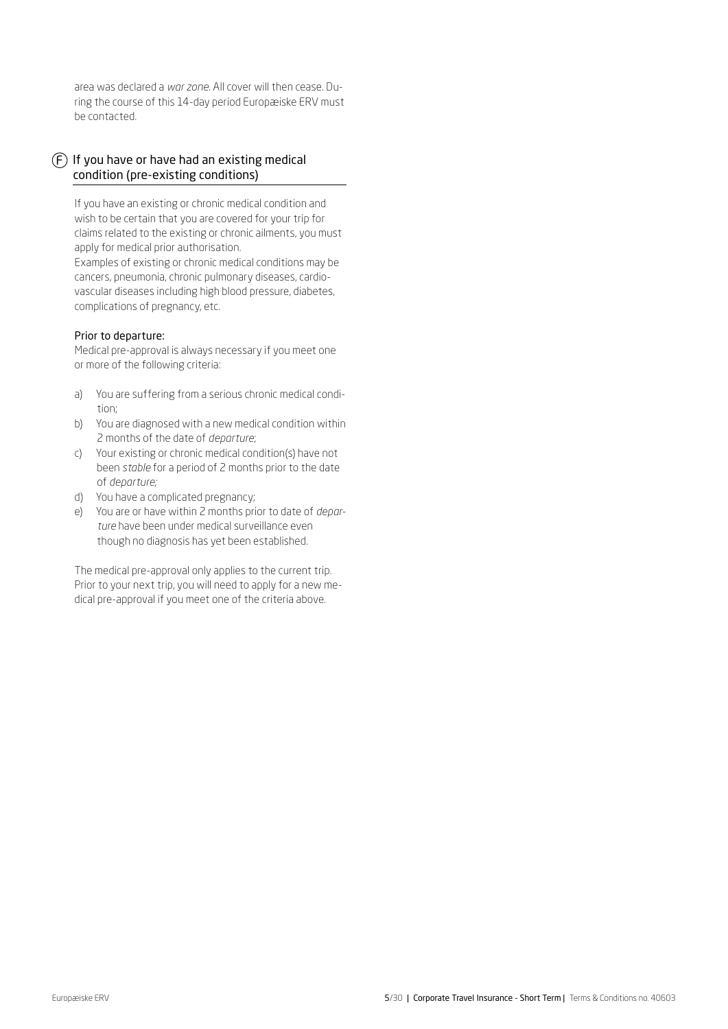area was declared a *war zone*. All cover will then cease. During the course of this 14-day period Europæiske ERV must be contacted.

## Ⓕ If you have or have had an existing medical condition (pre-existing conditions)

If you have an existing or chronic medical condition and wish to be certain that you are covered for your trip for claims related to the existing or chronic ailments, you must apply for medical prior authorisation.
Examples of existing or chronic medical conditions may be cancers, pneumonia, chronic pulmonary diseases, cardiovascular diseases including high blood pressure, diabetes, complications of pregnancy, etc.

### Prior to departure:

Medical pre-approval is always necessary if you meet one or more of the following criteria:

a) You are suffering from a serious chronic medical condition;
b) You are diagnosed with a new medical condition within 2 months of the date of *departure*;
c) Your existing or chronic medical condition(s) have not been *stable* for a period of 2 months prior to the date of *departure;*
d) You have a complicated pregnancy;
e) You are or have within 2 months prior to date of *departure* have been under medical surveillance even though no diagnosis has yet been established.

The medical pre-approval only applies to the current trip. Prior to your next trip, you will need to apply for a new medical pre-approval if you meet one of the criteria above.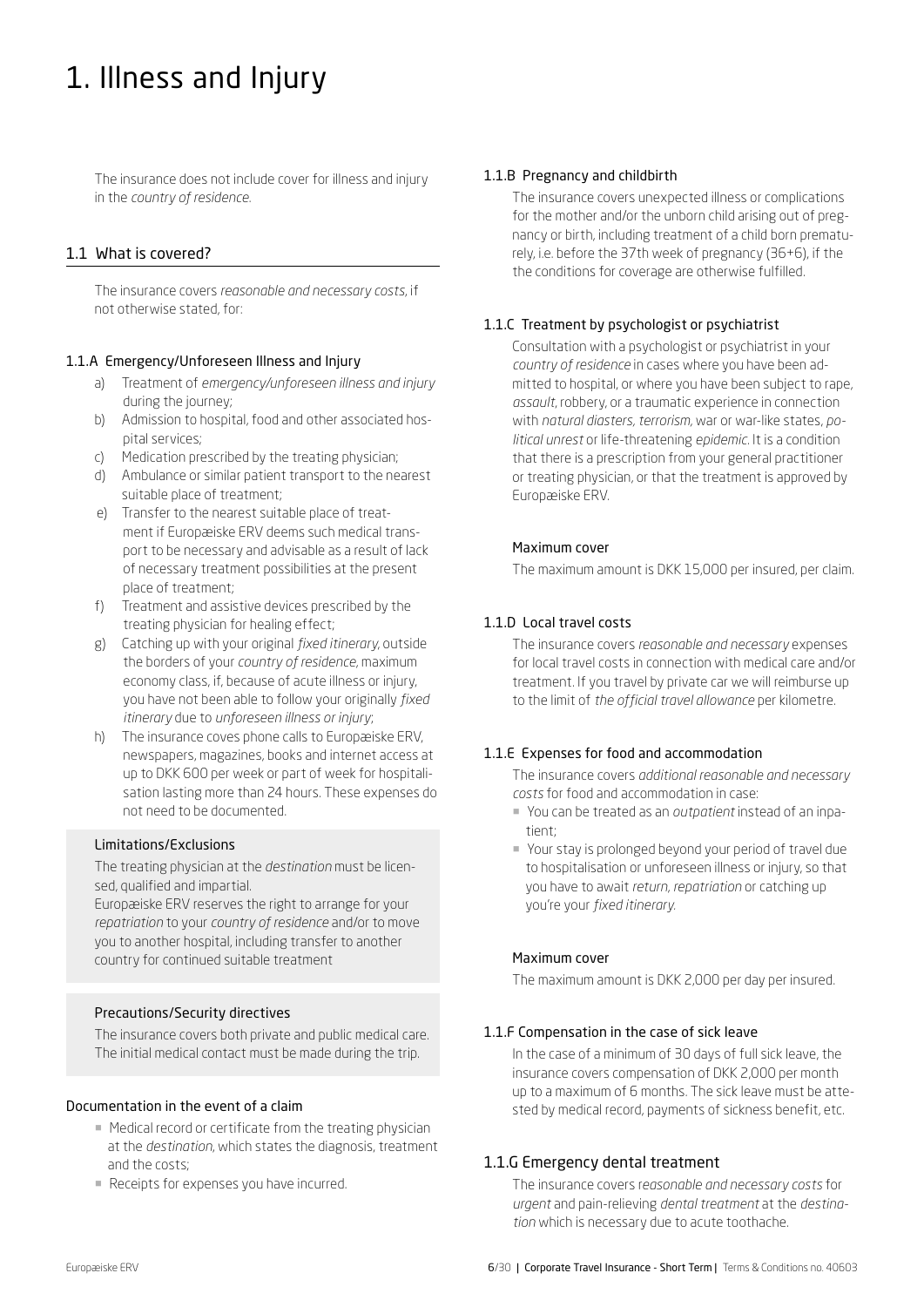# 1. Illness and Injury

The insurance does not include cover for illness and injury in the *country of residence*.

## 1.1 What is covered?

The insurance covers *reasonable and necessary costs*, if not otherwise stated, for:

### 1.1.A Emergency/Unforeseen Illness and Injury

a) Treatment of *emergency/unforeseen illness and injury* during the journey;
b) Admission to hospital, food and other associated hospital services;
c) Medication prescribed by the treating physician;
d) Ambulance or similar patient transport to the nearest suitable place of treatment;
e) Transfer to the nearest suitable place of treatment if Europæiske ERV deems such medical transport to be necessary and advisable as a result of lack of necessary treatment possibilities at the present place of treatment;
f) Treatment and assistive devices prescribed by the treating physician for healing effect;
g) Catching up with your original *fixed itinerary*, outside the borders of your *country of residence*, maximum economy class, if, because of acute illness or injury, you have not been able to follow your originally *fixed itinerary* due to *unforeseen illness or injury*;
h) The insurance coves phone calls to Europæiske ERV, newspapers, magazines, books and internet access at up to DKK 600 per week or part of week for hospitalisation lasting more than 24 hours. These expenses do not need to be documented.

#### Limitations/Exclusions

The treating physician at the *destination* must be licensed, qualified and impartial.
Europæiske ERV reserves the right to arrange for your *repatriation* to your *country of residence* and/or to move you to another hospital, including transfer to another country for continued suitable treatment

#### Precautions/Security directives

The insurance covers both private and public medical care. The initial medical contact must be made during the trip.

#### Documentation in the event of a claim

- Medical record or certificate from the treating physician at the *destination*, which states the diagnosis, treatment and the costs;
- Receipts for expenses you have incurred.

### 1.1.B Pregnancy and childbirth

The insurance covers unexpected illness or complications for the mother and/or the unborn child arising out of pregnancy or birth, including treatment of a child born prematurely, i.e. before the 37th week of pregnancy (36+6), if the the conditions for coverage are otherwise fulfilled.

### 1.1.C Treatment by psychologist or psychiatrist

Consultation with a psychologist or psychiatrist in your *country of residence* in cases where you have been admitted to hospital, or where you have been subject to rape, *assault*, robbery, or a traumatic experience in connection with *natural diasters, terrorism*, war or war-like states, *political unrest* or life-threatening *epidemic*. It is a condition that there is a prescription from your general practitioner or treating physician, or that the treatment is approved by Europæiske ERV.

#### Maximum cover

The maximum amount is DKK 15,000 per insured, per claim.

### 1.1.D Local travel costs

The insurance covers *reasonable and necessary* expenses for local travel costs in connection with medical care and/or treatment. If you travel by private car we will reimburse up to the limit of *the official travel allowance* per kilometre.

### 1.1.E Expenses for food and accommodation

The insurance covers *additional reasonable and necessary costs* for food and accommodation in case:

- You can be treated as an *outpatient* instead of an inpatient;
- Your stay is prolonged beyond your period of travel due to hospitalisation or unforeseen illness or injury, so that you have to await *return, repatriation* or catching up you're your *fixed itinerary*.

#### Maximum cover

The maximum amount is DKK 2,000 per day per insured.

### 1.1.F Compensation in the case of sick leave

In the case of a minimum of 30 days of full sick leave, the insurance covers compensation of DKK 2,000 per month up to a maximum of 6 months. The sick leave must be attested by medical record, payments of sickness benefit, etc.

### 1.1.G Emergency dental treatment

The insurance covers r*easonable and necessary costs* for *urgent* and pain-relieving *dental treatment* at the *destination* which is necessary due to acute toothache.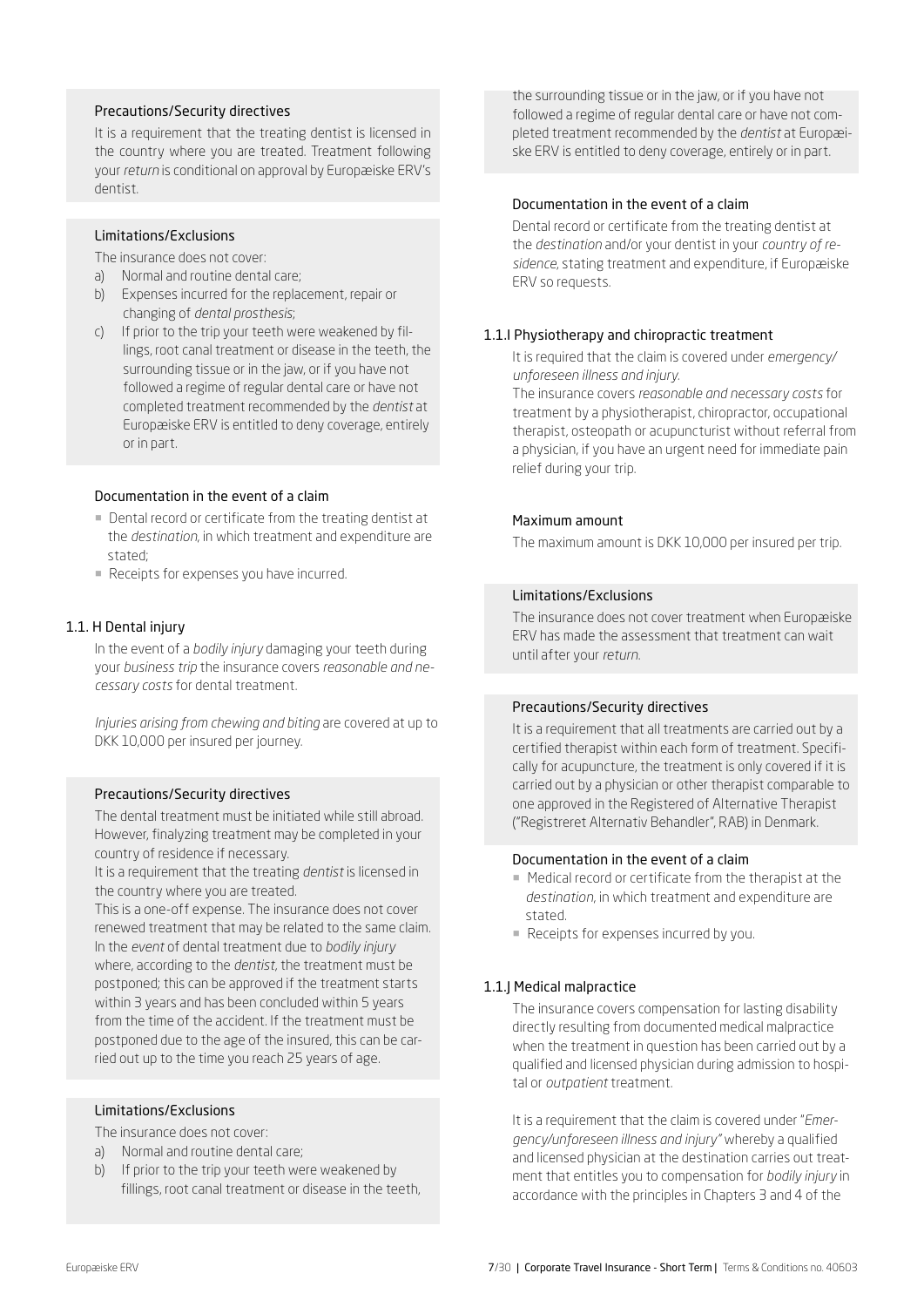#### Precautions/Security directives

It is a requirement that the treating dentist is licensed in the country where you are treated. Treatment following your *return* is conditional on approval by Europæiske ERV's dentist.

#### Limitations/Exclusions

The insurance does not cover:

a) Normal and routine dental care;
b) Expenses incurred for the replacement, repair or changing of *dental prosthesis*;
c) If prior to the trip your teeth were weakened by fillings, root canal treatment or disease in the teeth, the surrounding tissue or in the jaw, or if you have not followed a regime of regular dental care or have not completed treatment recommended by the *dentist* at Europæiske ERV is entitled to deny coverage, entirely or in part.

#### Documentation in the event of a claim

- Dental record or certificate from the treating dentist at the *destination*, in which treatment and expenditure are stated;
- Receipts for expenses you have incurred.

### 1.1. H Dental injury

In the event of a *bodily injury* damaging your teeth during your *business trip* the insurance covers *reasonable and necessary costs* for dental treatment.

*Injuries arising from chewing and biting* are covered at up to DKK 10,000 per insured per journey.

#### Precautions/Security directives

The dental treatment must be initiated while still abroad. However, finalyzing treatment may be completed in your country of residence if necessary.

It is a requirement that the treating *dentist* is licensed in the country where you are treated.

This is a one-off expense. The insurance does not cover renewed treatment that may be related to the same claim.

In the *event* of dental treatment due to *bodily injury* where, according to the *dentist*, the treatment must be postponed; this can be approved if the treatment starts within 3 years and has been concluded within 5 years from the time of the accident. If the treatment must be postponed due to the age of the insured, this can be carried out up to the time you reach 25 years of age.

#### Limitations/Exclusions

The insurance does not cover:

a) Normal and routine dental care;
b) If prior to the trip your teeth were weakened by fillings, root canal treatment or disease in the teeth, the surrounding tissue or in the jaw, or if you have not followed a regime of regular dental care or have not completed treatment recommended by the *dentist* at Europæiske ERV is entitled to deny coverage, entirely or in part.

#### Documentation in the event of a claim

Dental record or certificate from the treating dentist at the *destination* and/or your dentist in your *country of residence*, stating treatment and expenditure, if Europæiske ERV so requests.

### 1.1.I Physiotherapy and chiropractic treatment

It is required that the claim is covered under *emergency/unforeseen illness and injury.*

The insurance covers *reasonable and necessary costs* for treatment by a physiotherapist, chiropractor, occupational therapist, osteopath or acupuncturist without referral from a physician, if you have an urgent need for immediate pain relief during your trip.

#### Maximum amount

The maximum amount is DKK 10,000 per insured per trip.

#### Limitations/Exclusions

The insurance does not cover treatment when Europæiske ERV has made the assessment that treatment can wait until after your *return*.

#### Precautions/Security directives

It is a requirement that all treatments are carried out by a certified therapist within each form of treatment. Specifically for acupuncture, the treatment is only covered if it is carried out by a physician or other therapist comparable to one approved in the Registered of Alternative Therapist ("Registreret Alternativ Behandler", RAB) in Denmark.

#### Documentation in the event of a claim

- Medical record or certificate from the therapist at the *destination*, in which treatment and expenditure are stated.
- Receipts for expenses incurred by you.

### 1.1.J Medical malpractice

The insurance covers compensation for lasting disability directly resulting from documented medical malpractice when the treatment in question has been carried out by a qualified and licensed physician during admission to hospital or *outpatient* treatment.

It is a requirement that the claim is covered under "*Emergency/unforeseen illness and injury*" whereby a qualified and licensed physician at the destination carries out treatment that entitles you to compensation for *bodily injury* in accordance with the principles in Chapters 3 and 4 of the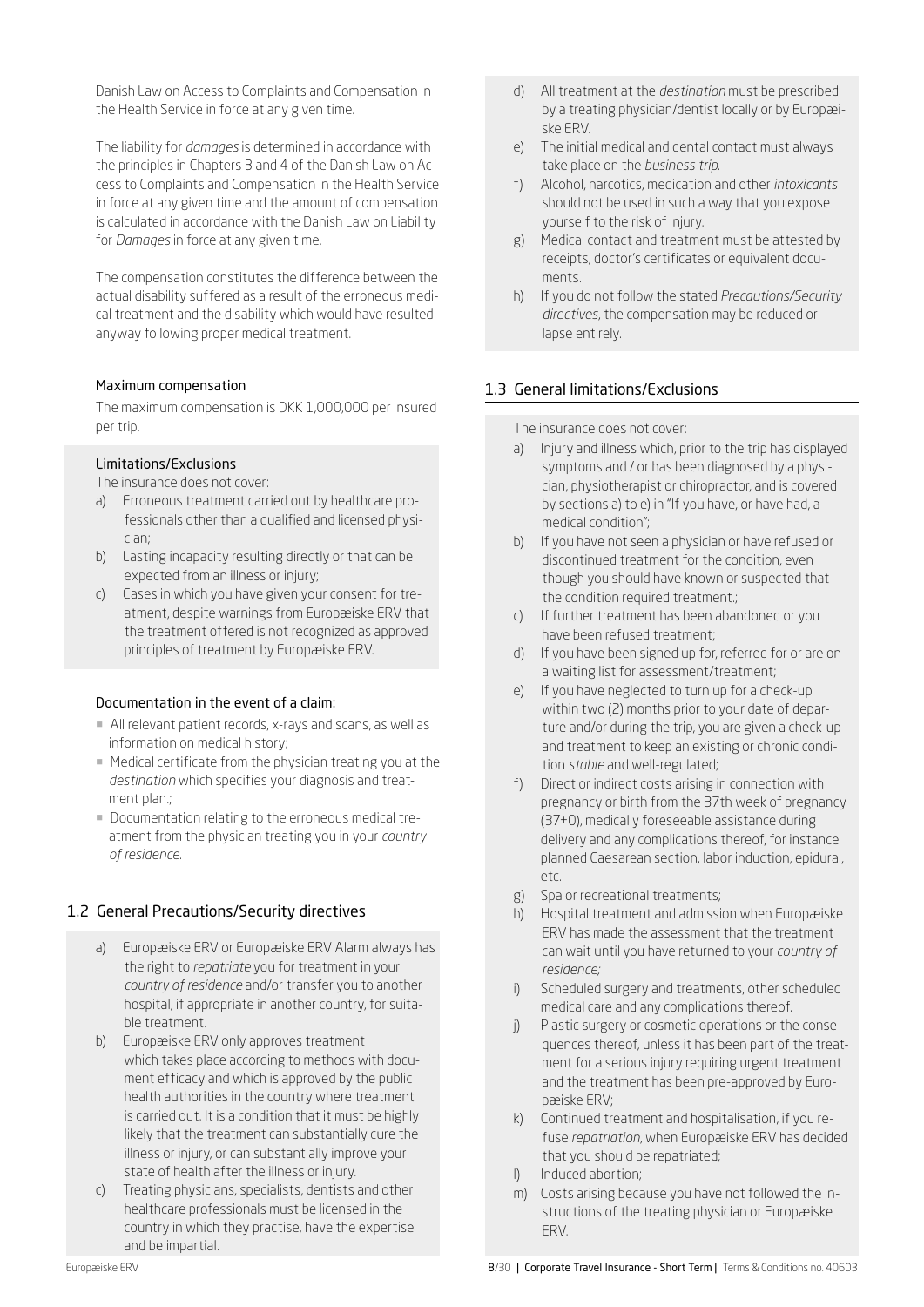Danish Law on Access to Complaints and Compensation in the Health Service in force at any given time.

The liability for *damages* is determined in accordance with the principles in Chapters 3 and 4 of the Danish Law on Access to Complaints and Compensation in the Health Service in force at any given time and the amount of compensation is calculated in accordance with the Danish Law on Liability for *Damages* in force at any given time.

The compensation constitutes the difference between the actual disability suffered as a result of the erroneous medical treatment and the disability which would have resulted anyway following proper medical treatment.

#### Maximum compensation

The maximum compensation is DKK 1,000,000 per insured per trip.

#### Limitations/Exclusions

The insurance does not cover:

a) Erroneous treatment carried out by healthcare professionals other than a qualified and licensed physician;
b) Lasting incapacity resulting directly or that can be expected from an illness or injury;
c) Cases in which you have given your consent for treatment, despite warnings from Europæiske ERV that the treatment offered is not recognized as approved principles of treatment by Europæiske ERV.

#### Documentation in the event of a claim:

- All relevant patient records, x-rays and scans, as well as information on medical history;
- Medical certificate from the physician treating you at the *destination* which specifies your diagnosis and treatment plan.;
- Documentation relating to the erroneous medical treatment from the physician treating you in your *country of residence*.

## 1.2 General Precautions/Security directives

a) Europæiske ERV or Europæiske ERV Alarm always has the right to *repatriate* you for treatment in your *country of residence* and/or transfer you to another hospital, if appropriate in another country, for suitable treatment.
b) Europæiske ERV only approves treatment which takes place according to methods with document efficacy and which is approved by the public health authorities in the country where treatment is carried out. It is a condition that it must be highly likely that the treatment can substantially cure the illness or injury, or can substantially improve your state of health after the illness or injury.
c) Treating physicians, specialists, dentists and other healthcare professionals must be licensed in the country in which they practise, have the expertise and be impartial.
d) All treatment at the *destination* must be prescribed by a treating physician/dentist locally or by Europæiske ERV.
e) The initial medical and dental contact must always take place on the *business trip*.
f) Alcohol, narcotics, medication and other *intoxicants* should not be used in such a way that you expose yourself to the risk of injury.
g) Medical contact and treatment must be attested by receipts, doctor's certificates or equivalent documents.
h) If you do not follow the stated *Precautions/Security directives*, the compensation may be reduced or lapse entirely.

## 1.3 General limitations/Exclusions

The insurance does not cover:

a) Injury and illness which, prior to the trip has displayed symptoms and / or has been diagnosed by a physician, physiotherapist or chiropractor, and is covered by sections a) to e) in "If you have, or have had, a medical condition";
b) If you have not seen a physician or have refused or discontinued treatment for the condition, even though you should have known or suspected that the condition required treatment.;
c) If further treatment has been abandoned or you have been refused treatment;
d) If you have been signed up for, referred for or are on a waiting list for assessment/treatment;
e) If you have neglected to turn up for a check-up within two (2) months prior to your date of departure and/or during the trip, you are given a check-up and treatment to keep an existing or chronic condition *stable* and well-regulated;
f) Direct or indirect costs arising in connection with pregnancy or birth from the 37th week of pregnancy (37+0), medically foreseeable assistance during delivery and any complications thereof, for instance planned Caesarean section, labor induction, epidural, etc.
g) Spa or recreational treatments;
h) Hospital treatment and admission when Europæiske ERV has made the assessment that the treatment can wait until you have returned to your *country of residence;*
i) Scheduled surgery and treatments, other scheduled medical care and any complications thereof.
j) Plastic surgery or cosmetic operations or the consequences thereof, unless it has been part of the treatment for a serious injury requiring urgent treatment and the treatment has been pre-approved by Europæiske ERV;
k) Continued treatment and hospitalisation, if you refuse *repatriation*, when Europæiske ERV has decided that you should be repatriated;
l) Induced abortion;
m) Costs arising because you have not followed the instructions of the treating physician or Europæiske ERV.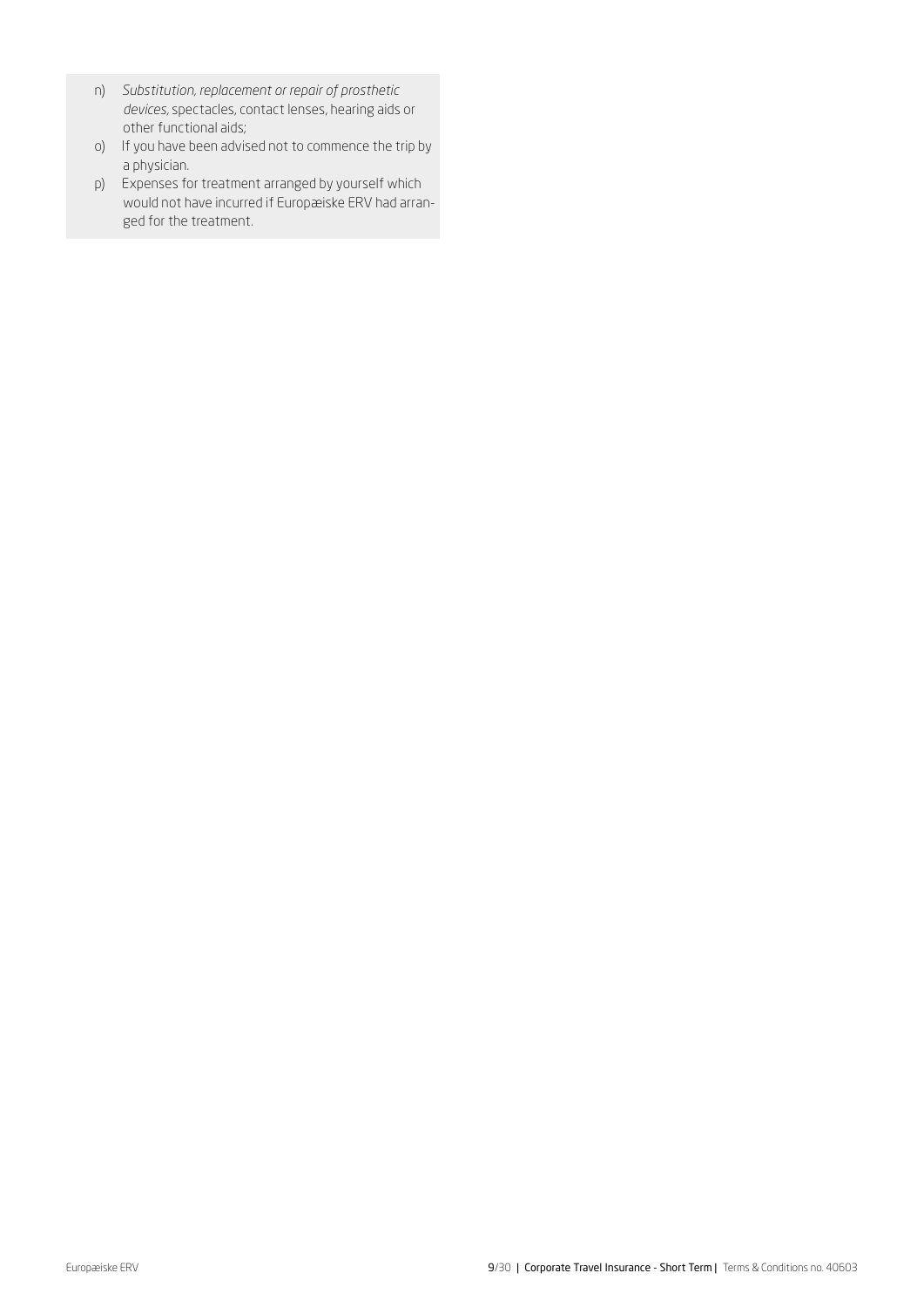n) *Substitution, replacement or repair of prosthetic devices,* spectacles, contact lenses, hearing aids or other functional aids;

o) If you have been advised not to commence the trip by a physician.

p) Expenses for treatment arranged by yourself which would not have incurred if Europæiske ERV had arranged for the treatment.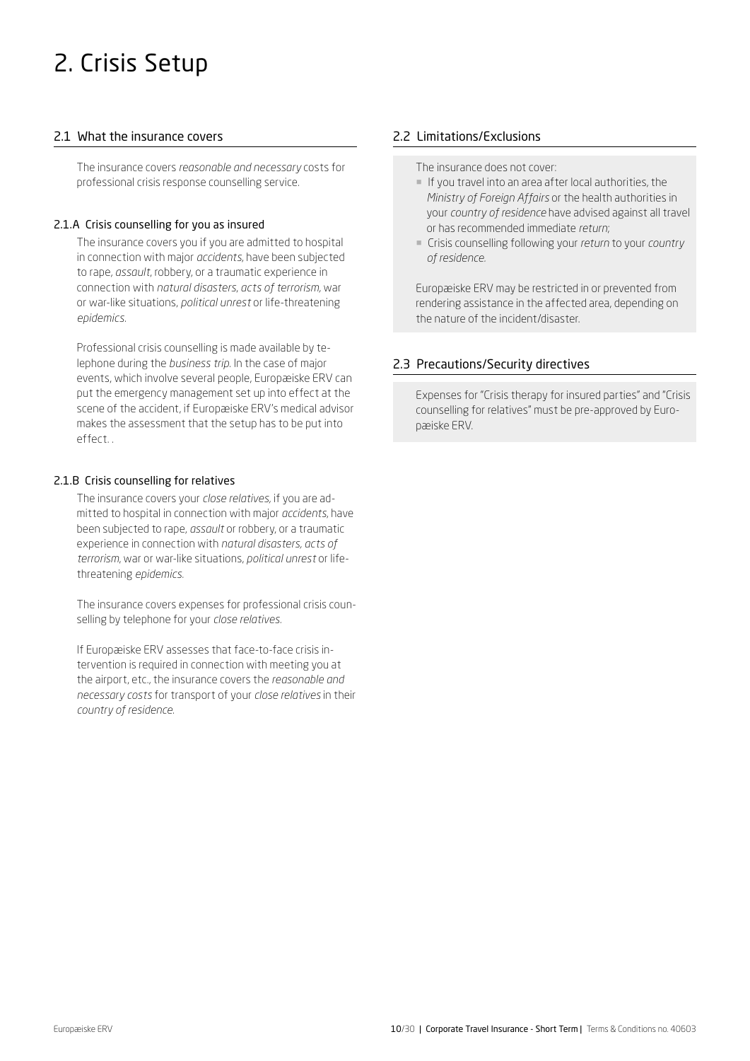# 2. Crisis Setup

## 2.1 What the insurance covers

The insurance covers *reasonable and necessary* costs for professional crisis response counselling service.

### 2.1.A Crisis counselling for you as insured

The insurance covers you if you are admitted to hospital in connection with major *accidents*, have been subjected to rape, *assault*, robbery, or a traumatic experience in connection with *natural disasters, acts of terrorism,* war or war-like situations, *political unrest* or life-threatening *epidemics*.

Professional crisis counselling is made available by telephone during the *business trip*. In the case of major events, which involve several people, Europæiske ERV can put the emergency management set up into effect at the scene of the accident, if Europæiske ERV's medical advisor makes the assessment that the setup has to be put into effect. .

### 2.1.B Crisis counselling for relatives

The insurance covers your *close relatives*, if you are admitted to hospital in connection with major *accidents*, have been subjected to rape, *assault* or robbery, or a traumatic experience in connection with *natural disasters, acts of terrorism*, war or war-like situations, *political unrest* or life-threatening *epidemics*.

The insurance covers expenses for professional crisis counselling by telephone for your *close relatives*.

If Europæiske ERV assesses that face-to-face crisis intervention is required in connection with meeting you at the airport, etc., the insurance covers the *reasonable and necessary costs* for transport of your *close relatives* in their *country of residence*.

## 2.2 Limitations/Exclusions

The insurance does not cover:

- If you travel into an area after local authorities, the *Ministry of Foreign Affairs* or the health authorities in your *country of residence* have advised against all travel or has recommended immediate *return*;
- Crisis counselling following your *return* to your *country of residence*.

Europæiske ERV may be restricted in or prevented from rendering assistance in the affected area, depending on the nature of the incident/disaster.

## 2.3 Precautions/Security directives

Expenses for "Crisis therapy for insured parties" and "Crisis counselling for relatives" must be pre-approved by Europæiske ERV.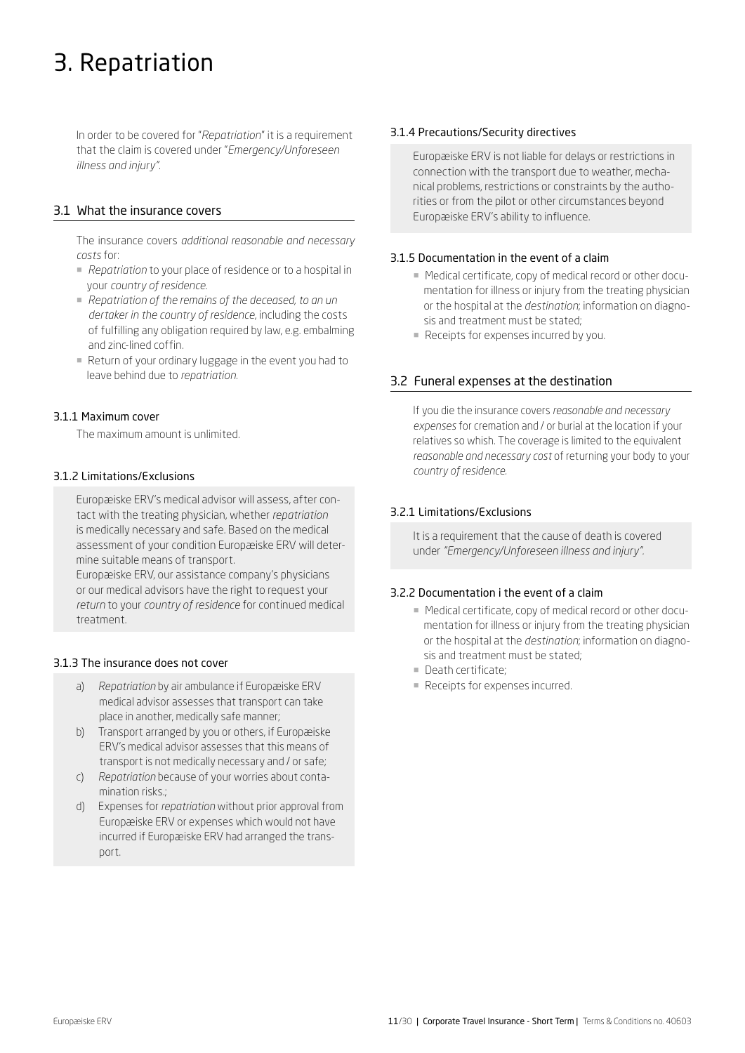# 3. Repatriation

In order to be covered for "*Repatriation*" it is a requirement that the claim is covered under "*Emergency/Unforeseen illness and injury*".

## 3.1 What the insurance covers

The insurance covers *additional reasonable and necessary costs* for:

- *Repatriation* to your place of residence or to a hospital in your *country of residence*.
- *Repatriation of the remains of the deceased, to an un dertaker in the country of residence*, including the costs of fulfilling any obligation required by law, e.g. embalming and zinc-lined coffin.
- Return of your ordinary luggage in the event you had to leave behind due to *repatriation*.

### 3.1.1 Maximum cover

The maximum amount is unlimited.

### 3.1.2 Limitations/Exclusions

Europæiske ERV's medical advisor will assess, after contact with the treating physician, whether *repatriation* is medically necessary and safe. Based on the medical assessment of your condition Europæiske ERV will determine suitable means of transport.

Europæiske ERV, our assistance company's physicians or our medical advisors have the right to request your *return* to your *country of residence* for continued medical treatment.

### 3.1.3 The insurance does not cover

a) *Repatriation* by air ambulance if Europæiske ERV medical advisor assesses that transport can take place in another, medically safe manner;

b) Transport arranged by you or others, if Europæiske ERV's medical advisor assesses that this means of transport is not medically necessary and / or safe;

c) *Repatriation* because of your worries about contamination risks.;

d) Expenses for *repatriation* without prior approval from Europæiske ERV or expenses which would not have incurred if Europæiske ERV had arranged the transport.

### 3.1.4 Precautions/Security directives

Europæiske ERV is not liable for delays or restrictions in connection with the transport due to weather, mechanical problems, restrictions or constraints by the authorities or from the pilot or other circumstances beyond Europæiske ERV's ability to influence.

### 3.1.5 Documentation in the event of a claim

- Medical certificate, copy of medical record or other documentation for illness or injury from the treating physician or the hospital at the *destination*; information on diagnosis and treatment must be stated;
- Receipts for expenses incurred by you.

## 3.2 Funeral expenses at the destination

If you die the insurance covers *reasonable and necessary expenses* for cremation and / or burial at the location if your relatives so whish. The coverage is limited to the equivalent *reasonable and necessary cost* of returning your body to your *country of residence*.

### 3.2.1 Limitations/Exclusions

It is a requirement that the cause of death is covered under *"Emergency/Unforeseen illness and injury"*.

### 3.2.2 Documentation i the event of a claim

- Medical certificate, copy of medical record or other documentation for illness or injury from the treating physician or the hospital at the *destination*; information on diagnosis and treatment must be stated;
- Death certificate;
- Receipts for expenses incurred.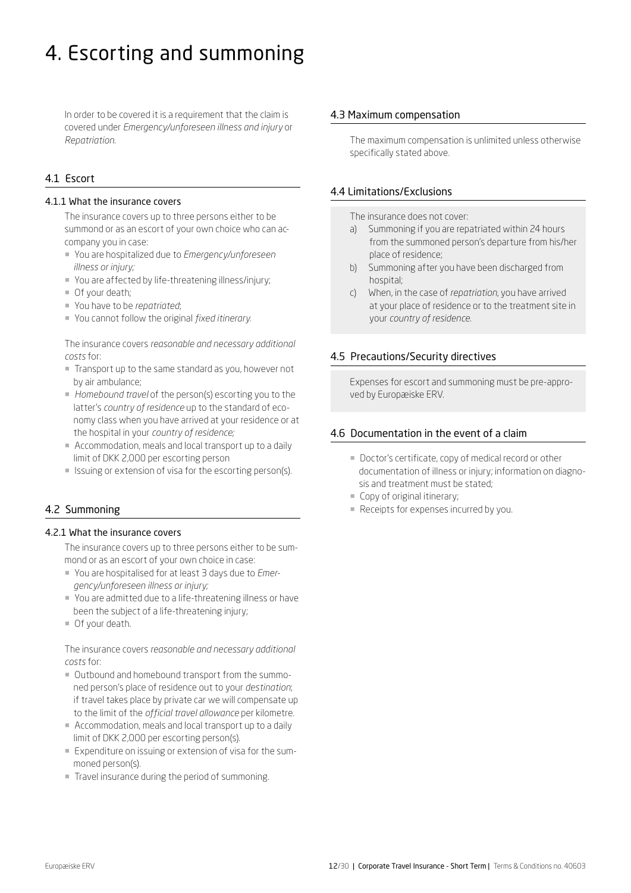# 4. Escorting and summoning

In order to be covered it is a requirement that the claim is covered under *Emergency/unforeseen illness and injury* or *Repatriation*.

## 4.1 Escort

### 4.1.1 What the insurance covers

The insurance covers up to three persons either to be summond or as an escort of your own choice who can accompany you in case:

- You are hospitalized due to *Emergency/unforeseen illness or injury;*
- You are affected by life-threatening illness/injury;
- Of your death;
- You have to be *repatriated*;
- You cannot follow the original *fixed itinerary*.

The insurance covers *reasonable and necessary additional costs* for:

- Transport up to the same standard as you, however not by air ambulance;
- *Homebound travel* of the person(s) escorting you to the latter's *country of residence* up to the standard of economy class when you have arrived at your residence or at the hospital in your *country of residence;*
- Accommodation, meals and local transport up to a daily limit of DKK 2,000 per escorting person
- Issuing or extension of visa for the escorting person(s).

## 4.2 Summoning

### 4.2.1 What the insurance covers

The insurance covers up to three persons either to be summond or as an escort of your own choice in case:

- You are hospitalised for at least 3 days due to *Emergency/unforeseen illness or injury;*
- You are admitted due to a life-threatening illness or have been the subject of a life-threatening injury;
- Of your death.

The insurance covers *reasonable and necessary additional costs* for:

- Outbound and homebound transport from the summoned person's place of residence out to your *destination*; if travel takes place by private car we will compensate up to the limit of the *official travel allowance* per kilometre.
- Accommodation, meals and local transport up to a daily limit of DKK 2,000 per escorting person(s).
- Expenditure on issuing or extension of visa for the summoned person(s).
- Travel insurance during the period of summoning.

## 4.3 Maximum compensation

The maximum compensation is unlimited unless otherwise specifically stated above.

## 4.4 Limitations/Exclusions

The insurance does not cover:

a) Summoning if you are repatriated within 24 hours from the summoned person's departure from his/her place of residence;

b) Summoning after you have been discharged from hospital;

c) When, in the case of *repatriation*, you have arrived at your place of residence or to the treatment site in your *country of residence*.

## 4.5 Precautions/Security directives

Expenses for escort and summoning must be pre-approved by Europæiske ERV.

## 4.6 Documentation in the event of a claim

- Doctor's certificate, copy of medical record or other documentation of illness or injury; information on diagnosis and treatment must be stated;
- Copy of original itinerary;
- Receipts for expenses incurred by you.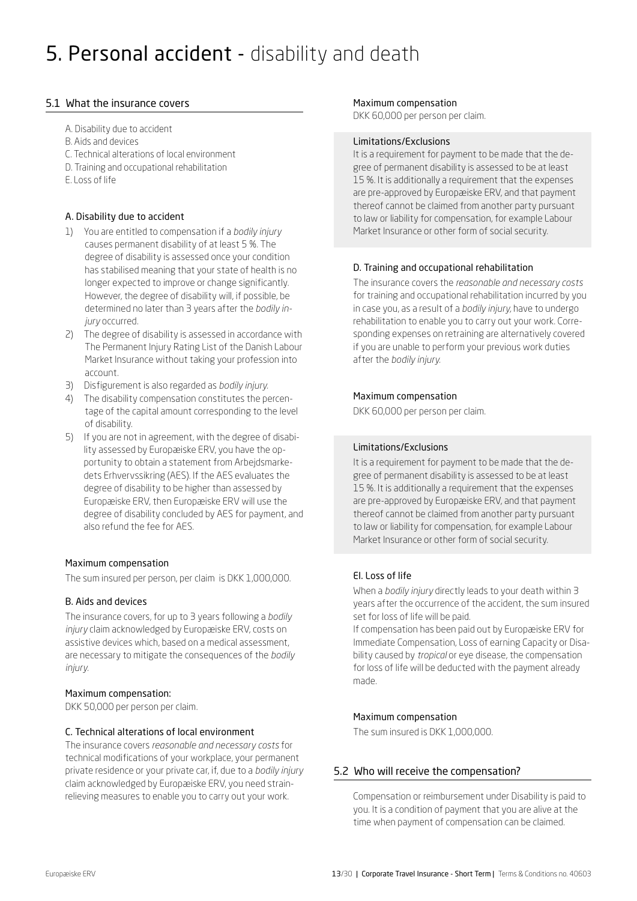# 5. Personal accident - disability and death

## 5.1 What the insurance covers

A. Disability due to accident
B. Aids and devices
C. Technical alterations of local environment
D. Training and occupational rehabilitation
E. Loss of life

### A. Disability due to accident

1) You are entitled to compensation if a *bodily injury* causes permanent disability of at least 5 %. The degree of disability is assessed once your condition has stabilised meaning that your state of health is no longer expected to improve or change significantly. However, the degree of disability will, if possible, be determined no later than 3 years after the *bodily injury* occurred.
2) The degree of disability is assessed in accordance with The Permanent Injury Rating List of the Danish Labour Market Insurance without taking your profession into account.
3) Disfigurement is also regarded as *bodily injury.*
4) The disability compensation constitutes the percentage of the capital amount corresponding to the level of disability.
5) If you are not in agreement, with the degree of disability assessed by Europæiske ERV, you have the opportunity to obtain a statement from Arbejdsmarkedets Erhvervssikring (AES). If the AES evaluates the degree of disability to be higher than assessed by Europæiske ERV, then Europæiske ERV will use the degree of disability concluded by AES for payment, and also refund the fee for AES.

#### Maximum compensation

The sum insured per person, per claim is DKK 1,000,000.

### B. Aids and devices

The insurance covers, for up to 3 years following a *bodily injury* claim acknowledged by Europæiske ERV, costs on assistive devices which, based on a medical assessment, are necessary to mitigate the consequences of the *bodily injury.*

#### Maximum compensation:

DKK 50,000 per person per claim.

### C. Technical alterations of local environment

The insurance covers *reasonable and necessary costs* for technical modifications of your workplace, your permanent private residence or your private car, if, due to a *bodily injury* claim acknowledged by Europæiske ERV, you need strain-relieving measures to enable you to carry out your work.

#### Maximum compensation

DKK 60,000 per person per claim.

#### Limitations/Exclusions

It is a requirement for payment to be made that the degree of permanent disability is assessed to be at least 15 %. It is additionally a requirement that the expenses are pre-approved by Europæiske ERV, and that payment thereof cannot be claimed from another party pursuant to law or liability for compensation, for example Labour Market Insurance or other form of social security.

### D. Training and occupational rehabilitation

The insurance covers the *reasonable and necessary costs* for training and occupational rehabilitation incurred by you in case you, as a result of a *bodily injury,* have to undergo rehabilitation to enable you to carry out your work. Corresponding expenses on retraining are alternatively covered if you are unable to perform your previous work duties after the *bodily injury.*

#### Maximum compensation

DKK 60,000 per person per claim.

#### Limitations/Exclusions

It is a requirement for payment to be made that the degree of permanent disability is assessed to be at least 15 %. It is additionally a requirement that the expenses are pre-approved by Europæiske ERV, and that payment thereof cannot be claimed from another party pursuant to law or liability for compensation, for example Labour Market Insurance or other form of social security.

### EI. Loss of life

When a *bodily injury* directly leads to your death within 3 years after the occurrence of the accident, the sum insured set for loss of life will be paid.

If compensation has been paid out by Europæiske ERV for Immediate Compensation, Loss of earning Capacity or Disability caused by *tropical* or eye disease, the compensation for loss of life will be deducted with the payment already made.

#### Maximum compensation

The sum insured is DKK 1,000,000.

## 5.2 Who will receive the compensation?

Compensation or reimbursement under Disability is paid to you. It is a condition of payment that you are alive at the time when payment of compensation can be claimed.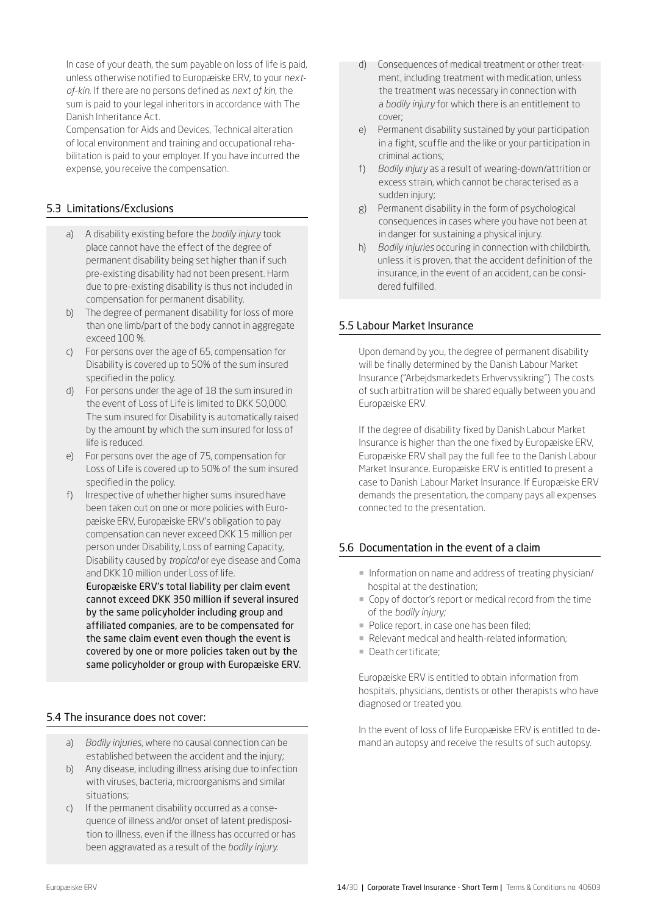In case of your death, the sum payable on loss of life is paid, unless otherwise notified to Europæiske ERV, to your *next-of-kin*. If there are no persons defined as *next of kin,* the sum is paid to your legal inheritors in accordance with The Danish Inheritance Act.

Compensation for Aids and Devices, Technical alteration of local environment and training and occupational rehabilitation is paid to your employer. If you have incurred the expense, you receive the compensation.

## 5.3 Limitations/Exclusions

a) A disability existing before the *bodily injury* took place cannot have the effect of the degree of permanent disability being set higher than if such pre-existing disability had not been present. Harm due to pre-existing disability is thus not included in compensation for permanent disability.

b) The degree of permanent disability for loss of more than one limb/part of the body cannot in aggregate exceed 100 %.

c) For persons over the age of 65, compensation for Disability is covered up to 50% of the sum insured specified in the policy.

d) For persons under the age of 18 the sum insured in the event of Loss of Life is limited to DKK 50,000. The sum insured for Disability is automatically raised by the amount by which the sum insured for loss of life is reduced.

e) For persons over the age of 75, compensation for Loss of Life is covered up to 50% of the sum insured specified in the policy.

f) Irrespective of whether higher sums insured have been taken out on one or more policies with Europæiske ERV, Europæiske ERV's obligation to pay compensation can never exceed DKK 15 million per person under Disability, Loss of earning Capacity, Disability caused by *tropical* or eye disease and Coma and DKK 10 million under Loss of life.
**Europæiske ERV's total liability per claim event cannot exceed DKK 350 million if several insured by the same policyholder including group and affiliated companies, are to be compensated for the same claim event even though the event is covered by one or more policies taken out by the same policyholder or group with Europæiske ERV.**

## 5.4 The insurance does not cover:

a) *Bodily injuries,* where no causal connection can be established between the accident and the injury;

b) Any disease, including illness arising due to infection with viruses, bacteria, microorganisms and similar situations;

c) If the permanent disability occurred as a consequence of illness and/or onset of latent predisposition to illness, even if the illness has occurred or has been aggravated as a result of the *bodily injury*.

d) Consequences of medical treatment or other treatment, including treatment with medication, unless the treatment was necessary in connection with a *bodily injury* for which there is an entitlement to cover;

e) Permanent disability sustained by your participation in a fight, scuffle and the like or your participation in criminal actions;

f) *Bodily injury* as a result of wearing-down/attrition or excess strain, which cannot be characterised as a sudden injury;

g) Permanent disability in the form of psychological consequences in cases where you have not been at in danger for sustaining a physical injury.

h) *Bodily injuries* occuring in connection with childbirth, unless it is proven, that the accident definition of the insurance, in the event of an accident, can be considered fulfilled.

## 5.5 Labour Market Insurance

Upon demand by you, the degree of permanent disability will be finally determined by the Danish Labour Market Insurance ("Arbejdsmarkedets Erhvervssikring"). The costs of such arbitration will be shared equally between you and Europæiske ERV.

If the degree of disability fixed by Danish Labour Market Insurance is higher than the one fixed by Europæiske ERV, Europæiske ERV shall pay the full fee to the Danish Labour Market Insurance. Europæiske ERV is entitled to present a case to Danish Labour Market Insurance. If Europæiske ERV demands the presentation, the company pays all expenses connected to the presentation.

## 5.6 Documentation in the event of a claim

- Information on name and address of treating physician/ hospital at the destination;
- Copy of doctor's report or medical record from the time of the *bodily injury;*
- Police report, in case one has been filed;
- Relevant medical and health-related information;
- Death certificate;

Europæiske ERV is entitled to obtain information from hospitals, physicians, dentists or other therapists who have diagnosed or treated you.

In the event of loss of life Europæiske ERV is entitled to demand an autopsy and receive the results of such autopsy.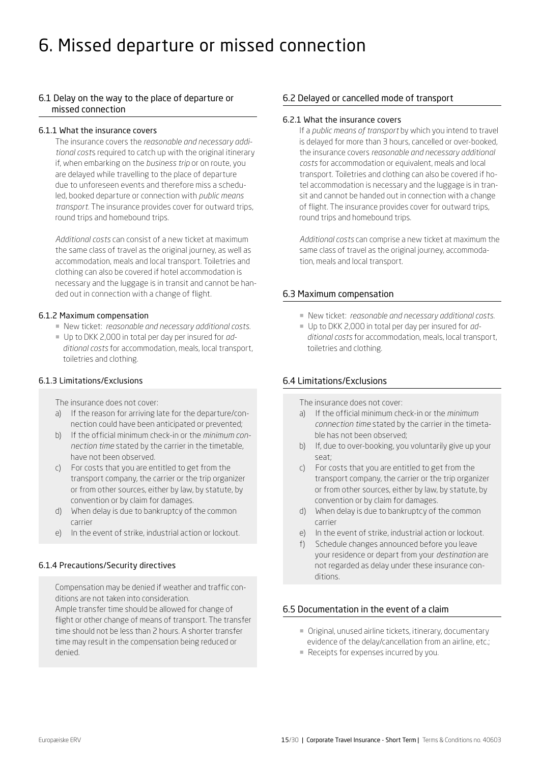# 6. Missed departure or missed connection

## 6.1 Delay on the way to the place of departure or missed connection

### 6.1.1 What the insurance covers

The insurance covers the *reasonable and necessary additional costs* required to catch up with the original itinerary if, when embarking on the *business trip* or on route, you are delayed while travelling to the place of departure due to unforeseen events and therefore miss a scheduled, booked departure or connection with *public means transport*. The insurance provides cover for outward trips, round trips and homebound trips.

*Additional costs* can consist of a new ticket at maximum the same class of travel as the original journey, as well as accommodation, meals and local transport. Toiletries and clothing can also be covered if hotel accommodation is necessary and the luggage is in transit and cannot be handed out in connection with a change of flight.

### 6.1.2 Maximum compensation

- New ticket: *reasonable and necessary additional costs*.
- Up to DKK 2,000 in total per day per insured for *additional costs* for accommodation, meals, local transport, toiletries and clothing.

### 6.1.3 Limitations/Exclusions

The insurance does not cover:

a) If the reason for arriving late for the departure/connection could have been anticipated or prevented;

b) If the official minimum check-in or the *minimum connection time* stated by the carrier in the timetable, have not been observed.

c) For costs that you are entitled to get from the transport company, the carrier or the trip organizer or from other sources, either by law, by statute, by convention or by claim for damages.

d) When delay is due to bankruptcy of the common carrier

e) In the event of strike, industrial action or lockout.

### 6.1.4 Precautions/Security directives

Compensation may be denied if weather and traffic conditions are not taken into consideration.
Ample transfer time should be allowed for change of flight or other change of means of transport. The transfer time should not be less than 2 hours. A shorter transfer time may result in the compensation being reduced or denied.

## 6.2 Delayed or cancelled mode of transport

### 6.2.1 What the insurance covers

If a *public means of transport* by which you intend to travel is delayed for more than 3 hours, cancelled or over-booked, the insurance covers *reasonable and necessary additional costs* for accommodation or equivalent, meals and local transport. Toiletries and clothing can also be covered if hotel accommodation is necessary and the luggage is in transit and cannot be handed out in connection with a change of flight. The insurance provides cover for outward trips, round trips and homebound trips.

*Additional costs* can comprise a new ticket at maximum the same class of travel as the original journey, accommodation, meals and local transport.

## 6.3 Maximum compensation

- New ticket: *reasonable and necessary additional costs*.
- Up to DKK 2,000 in total per day per insured for *additional costs* for accommodation, meals, local transport, toiletries and clothing.

## 6.4 Limitations/Exclusions

The insurance does not cover:

a) If the official minimum check-in or the *minimum connection time* stated by the carrier in the timetable has not been observed;

b) If, due to over-booking, you voluntarily give up your seat;

c) For costs that you are entitled to get from the transport company, the carrier or the trip organizer or from other sources, either by law, by statute, by convention or by claim for damages.

d) When delay is due to bankruptcy of the common carrier

e) In the event of strike, industrial action or lockout.

f) Schedule changes announced before you leave your residence or depart from your *destination* are not regarded as delay under these insurance conditions.

## 6.5 Documentation in the event of a claim

- Original, unused airline tickets, itinerary, documentary evidence of the delay/cancellation from an airline, etc.;
- Receipts for expenses incurred by you.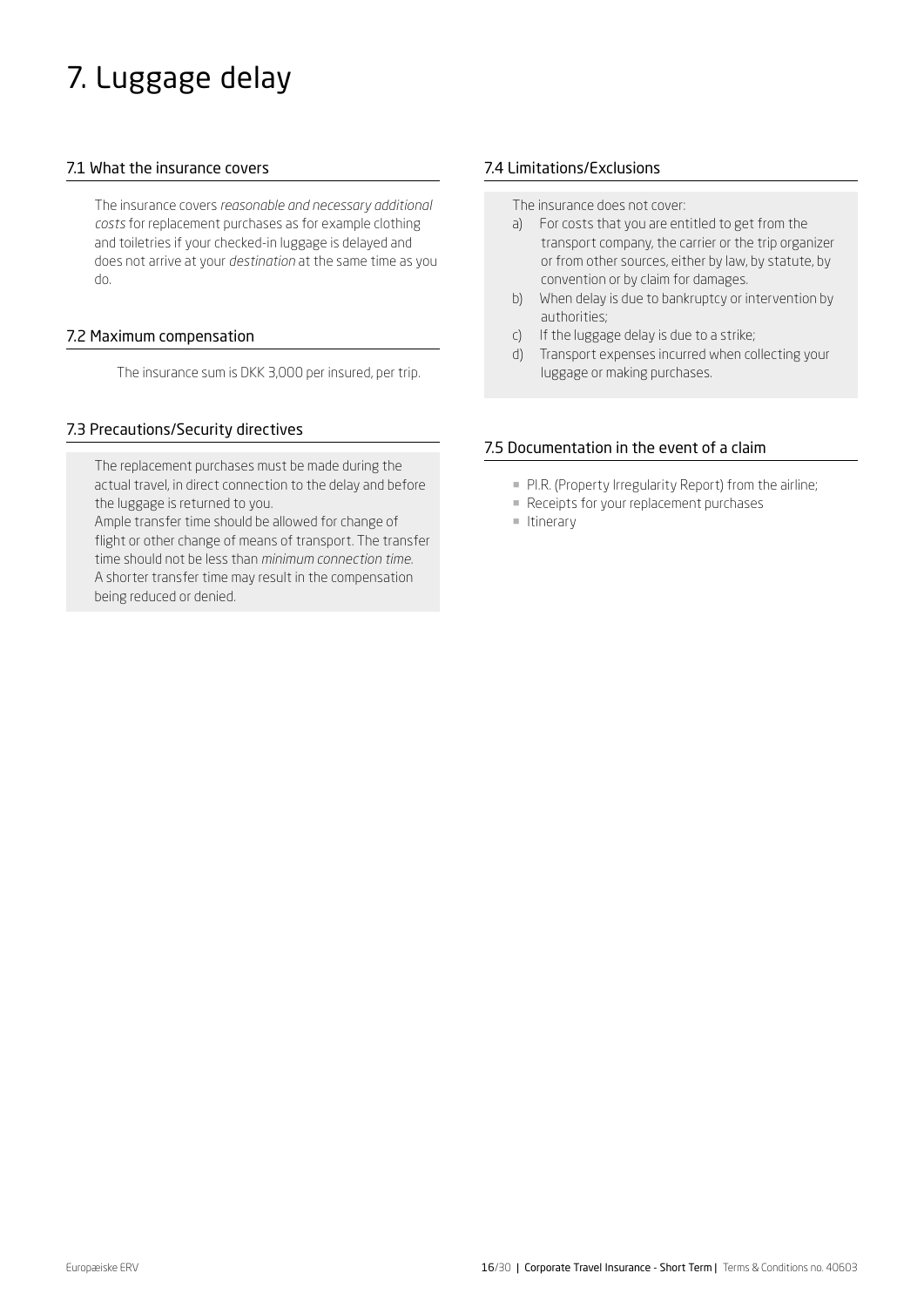# 7. Luggage delay

## 7.1 What the insurance covers

The insurance covers *reasonable and necessary additional costs* for replacement purchases as for example clothing and toiletries if your checked-in luggage is delayed and does not arrive at your *destination* at the same time as you do.

## 7.2 Maximum compensation

The insurance sum is DKK 3,000 per insured, per trip.

## 7.3 Precautions/Security directives

The replacement purchases must be made during the actual travel, in direct connection to the delay and before the luggage is returned to you.

Ample transfer time should be allowed for change of flight or other change of means of transport. The transfer time should not be less than *minimum connection time*. A shorter transfer time may result in the compensation being reduced or denied.

## 7.4 Limitations/Exclusions

The insurance does not cover:

a) For costs that you are entitled to get from the transport company, the carrier or the trip organizer or from other sources, either by law, by statute, by convention or by claim for damages.

b) When delay is due to bankruptcy or intervention by authorities;

c) If the luggage delay is due to a strike;

d) Transport expenses incurred when collecting your luggage or making purchases.

## 7.5 Documentation in the event of a claim

- P.I.R. (Property Irregularity Report) from the airline;
- Receipts for your replacement purchases
- Itinerary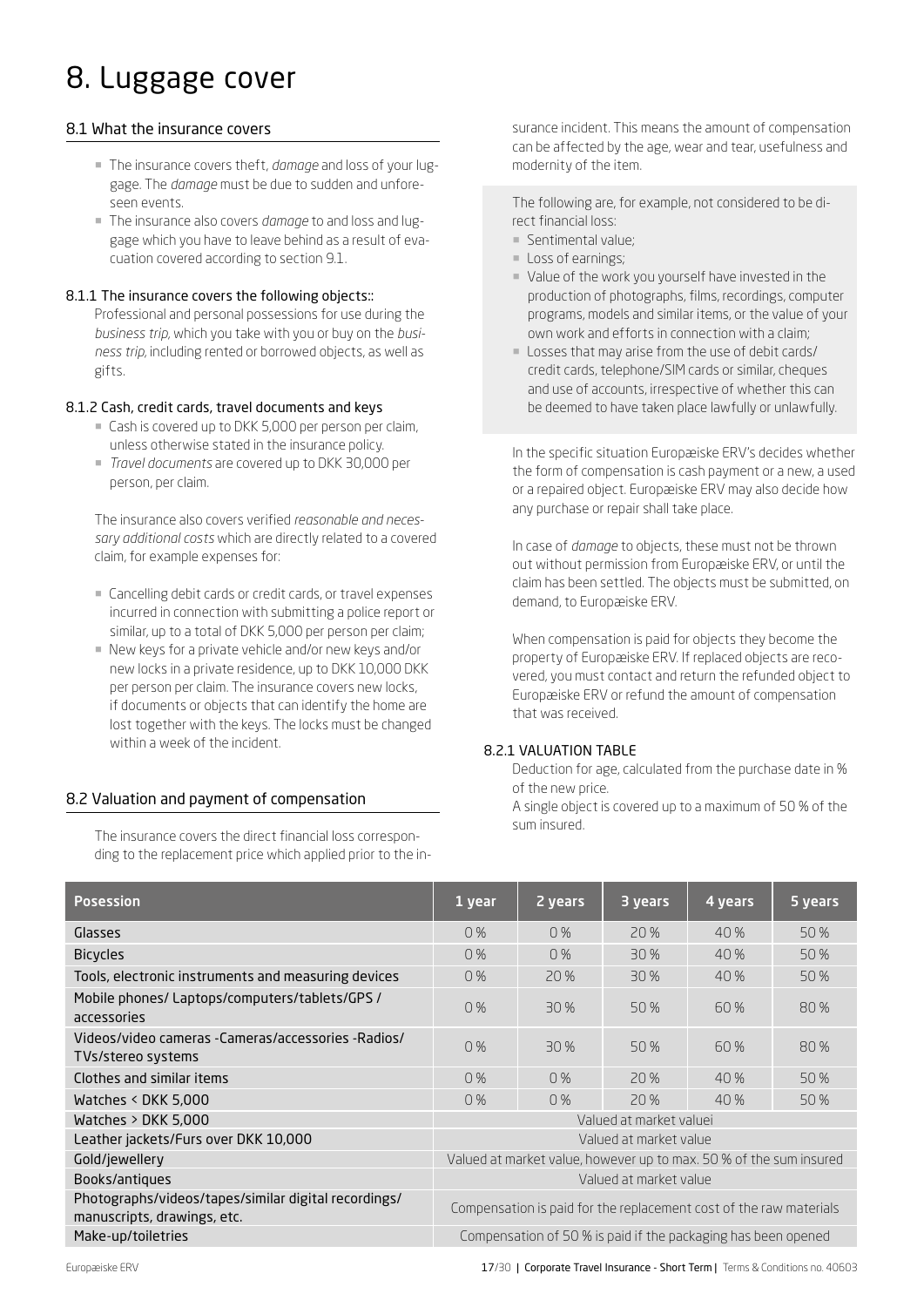# 8. Luggage cover

## 8.1 What the insurance covers

- The insurance covers theft, *damage* and loss of your luggage. The *damage* must be due to sudden and unforeseen events.
- The insurance also covers *damage* to and loss and luggage which you have to leave behind as a result of evacuation covered according to section 9.1.

### 8.1.1 The insurance covers the following objects::

Professional and personal possessions for use during the *business trip*, which you take with you or buy on the *business trip*, including rented or borrowed objects, as well as gifts.

### 8.1.2 Cash, credit cards, travel documents and keys

- Cash is covered up to DKK 5,000 per person per claim, unless otherwise stated in the insurance policy.
- *Travel documents* are covered up to DKK 30,000 per person, per claim.

The insurance also covers verified *reasonable and necessary additional costs* which are directly related to a covered claim, for example expenses for:

- Cancelling debit cards or credit cards, or travel expenses incurred in connection with submitting a police report or similar, up to a total of DKK 5,000 per person per claim;
- New keys for a private vehicle and/or new keys and/or new locks in a private residence, up to DKK 10,000 DKK per person per claim. The insurance covers new locks, if documents or objects that can identify the home are lost together with the keys. The locks must be changed within a week of the incident.

## 8.2 Valuation and payment of compensation

The insurance covers the direct financial loss corresponding to the replacement price which applied prior to the insurance incident. This means the amount of compensation can be affected by the age, wear and tear, usefulness and modernity of the item.

The following are, for example, not considered to be direct financial loss:

- Sentimental value;
- Loss of earnings;
- Value of the work you yourself have invested in the production of photographs, films, recordings, computer programs, models and similar items, or the value of your own work and efforts in connection with a claim;
- Losses that may arise from the use of debit cards/credit cards, telephone/SIM cards or similar, cheques and use of accounts, irrespective of whether this can be deemed to have taken place lawfully or unlawfully.

In the specific situation Europæiske ERV's decides whether the form of compensation is cash payment or a new, a used or a repaired object. Europæiske ERV may also decide how any purchase or repair shall take place.

In case of *damage* to objects, these must not be thrown out without permission from Europæiske ERV, or until the claim has been settled. The objects must be submitted, on demand, to Europæiske ERV.

When compensation is paid for objects they become the property of Europæiske ERV. If replaced objects are recovered, you must contact and return the refunded object to Europæiske ERV or refund the amount of compensation that was received.

### 8.2.1 VALUATION TABLE

Deduction for age, calculated from the purchase date in % of the new price.

A single object is covered up to a maximum of 50 % of the sum insured.

| Posession | 1 year | 2 years | 3 years | 4 years | 5 years |
|---|---|---|---|---|---|
| Glasses | 0 % | 0 % | 20 % | 40 % | 50 % |
| Bicycles | 0 % | 0 % | 30 % | 40 % | 50 % |
| Tools, electronic instruments and measuring devices | 0 % | 20 % | 30 % | 40 % | 50 % |
| Mobile phones/ Laptops/computers/tablets/GPS / accessories | 0 % | 30 % | 50 % | 60 % | 80 % |
| Videos/video cameras -Cameras/accessories -Radios/ TVs/stereo systems | 0 % | 30 % | 50 % | 60 % | 80 % |
| Clothes and similar items | 0 % | 0 % | 20 % | 40 % | 50 % |
| Watches < DKK 5,000 | 0 % | 0 % | 20 % | 40 % | 50 % |
| Watches > DKK 5,000 | Valued at market valuei | | | | |
| Leather jackets/Furs over DKK 10,000 | Valued at market value | | | | |
| Gold/jewellery | Valued at market value, however up to max. 50 % of the sum insured | | | | |
| Books/antiques | Valued at market value | | | | |
| Photographs/videos/tapes/similar digital recordings/ manuscripts, drawings, etc. | Compensation is paid for the replacement cost of the raw materials | | | | |
| Make-up/toiletries | Compensation of 50 % is paid if the packaging has been opened | | | | |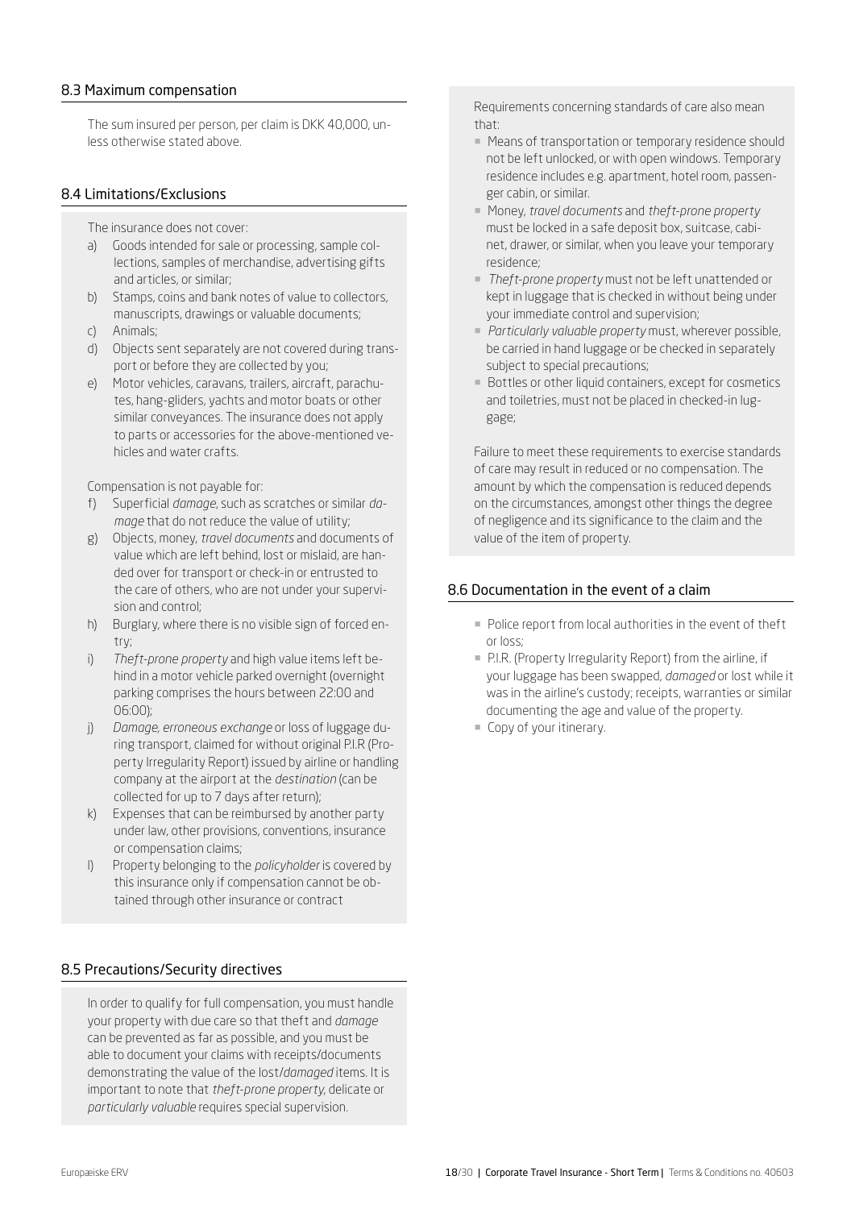## 8.3 Maximum compensation

The sum insured per person, per claim is DKK 40,000, unless otherwise stated above.

## 8.4 Limitations/Exclusions

The insurance does not cover:

a) Goods intended for sale or processing, sample collections, samples of merchandise, advertising gifts and articles, or similar;
b) Stamps, coins and bank notes of value to collectors, manuscripts, drawings or valuable documents;
c) Animals;
d) Objects sent separately are not covered during transport or before they are collected by you;
e) Motor vehicles, caravans, trailers, aircraft, parachutes, hang-gliders, yachts and motor boats or other similar conveyances. The insurance does not apply to parts or accessories for the above-mentioned vehicles and water crafts.

Compensation is not payable for:

f) Superficial *damage*, such as scratches or similar *damage* that do not reduce the value of utility;
g) Objects, money, *travel documents* and documents of value which are left behind, lost or mislaid, are handed over for transport or check-in or entrusted to the care of others, who are not under your supervision and control;
h) Burglary, where there is no visible sign of forced entry;
i) *Theft-prone property* and high value items left behind in a motor vehicle parked overnight (overnight parking comprises the hours between 22:00 and 06:00);
j) *Damage, erroneous exchange* or loss of luggage during transport, claimed for without original P.I.R (Property Irregularity Report) issued by airline or handling company at the airport at the *destination* (can be collected for up to 7 days after return);
k) Expenses that can be reimbursed by another party under law, other provisions, conventions, insurance or compensation claims;
l) Property belonging to the *policyholder* is covered by this insurance only if compensation cannot be obtained through other insurance or contract

## 8.5 Precautions/Security directives

In order to qualify for full compensation, you must handle your property with due care so that theft and *damage* can be prevented as far as possible, and you must be able to document your claims with receipts/documents demonstrating the value of the lost/*damaged* items. It is important to note that *theft-prone property*, delicate or *particularly valuable* requires special supervision.

Requirements concerning standards of care also mean that:

- Means of transportation or temporary residence should not be left unlocked, or with open windows. Temporary residence includes e.g. apartment, hotel room, passenger cabin, or similar.
- Money, *travel documents* and *theft-prone property* must be locked in a safe deposit box, suitcase, cabinet, drawer, or similar, when you leave your temporary residence;
- *Theft-prone property* must not be left unattended or kept in luggage that is checked in without being under your immediate control and supervision;
- *Particularly valuable property* must, wherever possible, be carried in hand luggage or be checked in separately subject to special precautions;
- Bottles or other liquid containers, except for cosmetics and toiletries, must not be placed in checked-in luggage;

Failure to meet these requirements to exercise standards of care may result in reduced or no compensation. The amount by which the compensation is reduced depends on the circumstances, amongst other things the degree of negligence and its significance to the claim and the value of the item of property.

## 8.6 Documentation in the event of a claim

- Police report from local authorities in the event of theft or loss;
- P.I.R. (Property Irregularity Report) from the airline, if your luggage has been swapped, *damaged* or lost while it was in the airline's custody; receipts, warranties or similar documenting the age and value of the property.
- Copy of your itinerary.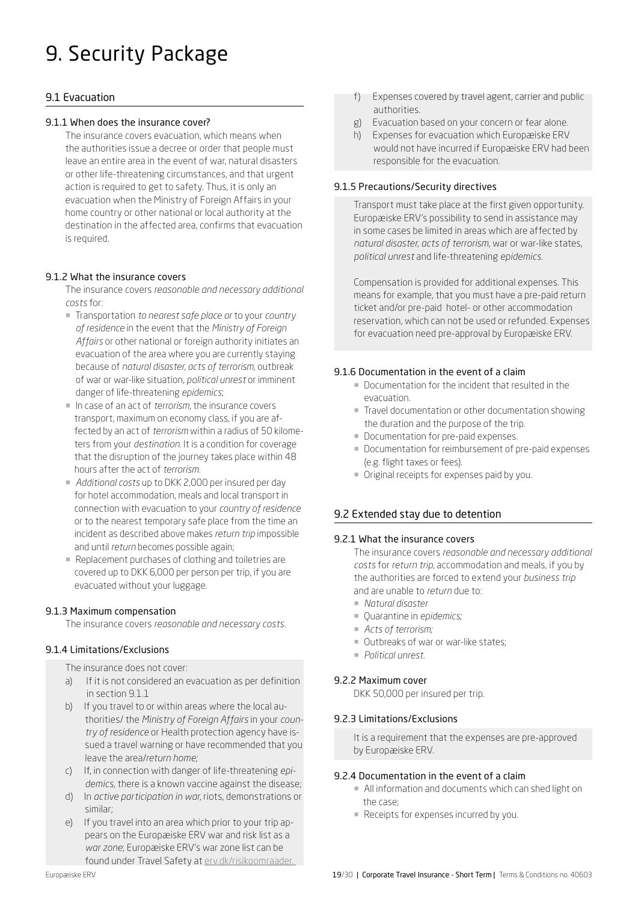# 9. Security Package

## 9.1 Evacuation

### 9.1.1 When does the insurance cover?

The insurance covers evacuation, which means when the authorities issue a decree or order that people must leave an entire area in the event of war, natural disasters or other life-threatening circumstances, and that urgent action is required to get to safety. Thus, it is only an evacuation when the Ministry of Foreign Affairs in your home country or other national or local authority at the destination in the affected area, confirms that evacuation is required.

### 9.1.2 What the insurance covers

The insurance covers *reasonable and necessary additional costs* for:

- Transportation *to nearest safe place or* to your *country of residence* in the event that the *Ministry of Foreign Affairs* or other national or foreign authority initiates an evacuation of the area where you are currently staying because of *natural disaster, acts of terrorism*, outbreak of war or war-like situation, *political unrest* or imminent danger of life-threatening *epidemics*;
- In case of an act of *terrorism*, the insurance covers transport, maximum on economy class, if you are affected by an act of *terrorism* within a radius of 50 kilometers from your *destination*. It is a condition for coverage that the disruption of the journey takes place within 48 hours after the act of *terrorism*.
- *Additional costs* up to DKK 2,000 per insured per day for hotel accommodation, meals and local transport in connection with evacuation to your *country of residence* or to the nearest temporary safe place from the time an incident as described above makes *return trip* impossible and until *return* becomes possible again;
- Replacement purchases of clothing and toiletries are covered up to DKK 6,000 per person per trip, if you are evacuated without your luggage.

### 9.1.3 Maximum compensation

The insurance covers *reasonable and necessary costs*.

### 9.1.4 Limitations/Exclusions

The insurance does not cover:

a) If it is not considered an evacuation as per definition in section 9.1.1

b) If you travel to or within areas where the local authorities/ the *Ministry of Foreign Affairs* in your *country of residence* or Health protection agency have issued a travel warning or have recommended that you leave the area/*return home;*

c) If, in connection with danger of life-threatening *epidemics*, there is a known vaccine against the disease;

d) In *active participation in war*, riots, demonstrations or similar;

e) If you travel into an area which prior to your trip appears on the Europæiske ERV war and risk list as a *war zone*; Europæiske ERV's war zone list can be found under Travel Safety at erv.dk/risikoomraader.

f) Expenses covered by travel agent, carrier and public authorities.

g) Evacuation based on your concern or fear alone.

h) Expenses for evacuation which Europæiske ERV would not have incurred if Europæiske ERV had been responsible for the evacuation.

### 9.1.5 Precautions/Security directives

Transport must take place at the first given opportunity. Europæiske ERV's possibility to send in assistance may in some cases be limited in areas which are affected by *natural disaster, acts of terrorism*, war or war-like states, *political unrest* and life-threatening *epidemics*.

Compensation is provided for additional expenses. This means for example, that you must have a pre-paid return ticket and/or pre-paid hotel- or other accommodation reservation, which can not be used or refunded. Expenses for evacuation need pre-approval by Europæiske ERV.

### 9.1.6 Documentation in the event of a claim

- Documentation for the incident that resulted in the evacuation.
- Travel documentation or other documentation showing the duration and the purpose of the trip.
- Documentation for pre-paid expenses.
- Documentation for reimbursement of pre-paid expenses (e.g. flight taxes or fees).
- Original receipts for expenses paid by you.

## 9.2 Extended stay due to detention

### 9.2.1 What the insurance covers

The insurance covers *reasonable and necessary additional costs* for *return trip*, accommodation and meals, if you by the authorities are forced to extend your *business trip* and are unable to *return* due to:

- *Natural disaster*
- Quarantine in *epidemics;*
- *Acts of terrorism;*
- Outbreaks of war or war-like states;
- *Political unrest*.

### 9.2.2 Maximum cover

DKK 50,000 per insured per trip.

### 9.2.3 Limitations/Exclusions

It is a requirement that the expenses are pre-approved by Europæiske ERV.

### 9.2.4 Documentation in the event of a claim

- All information and documents which can shed light on the case;
- Receipts for expenses incurred by you.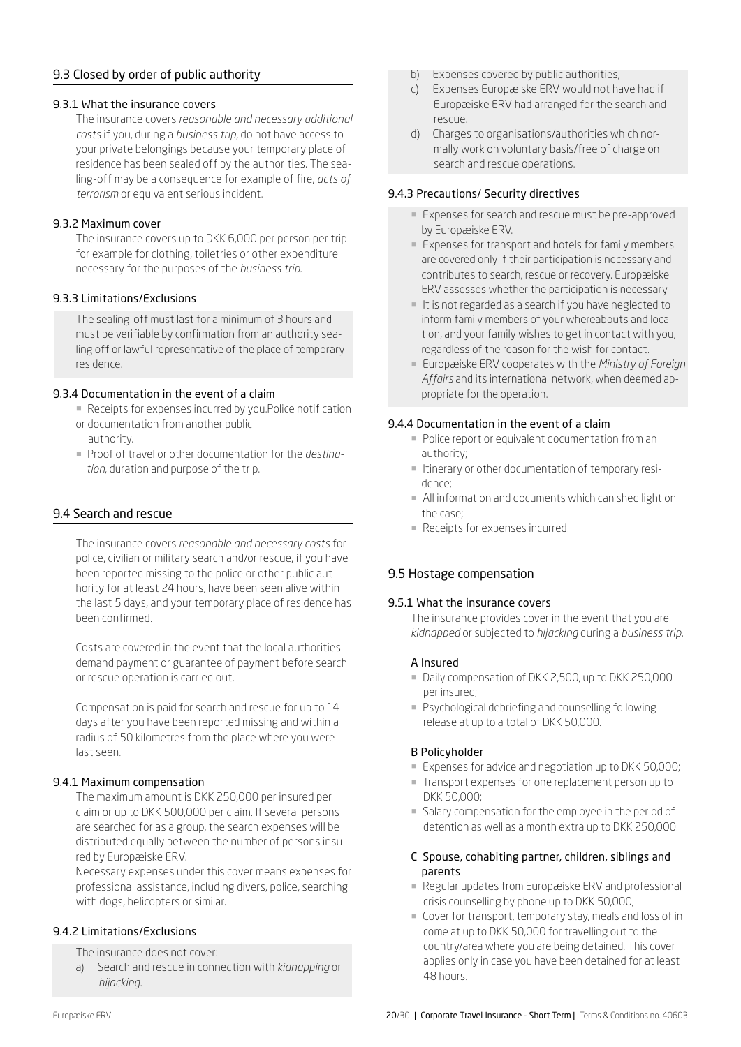## 9.3 Closed by order of public authority

### 9.3.1 What the insurance covers

The insurance covers *reasonable and necessary additional costs* if you, during a *business trip*, do not have access to your private belongings because your temporary place of residence has been sealed off by the authorities. The sealing-off may be a consequence for example of fire, *acts of terrorism* or equivalent serious incident.

### 9.3.2 Maximum cover

The insurance covers up to DKK 6,000 per person per trip for example for clothing, toiletries or other expenditure necessary for the purposes of the *business trip*.

### 9.3.3 Limitations/Exclusions

The sealing-off must last for a minimum of 3 hours and must be verifiable by confirmation from an authority sealing off or lawful representative of the place of temporary residence.

### 9.3.4 Documentation in the event of a claim

- Receipts for expenses incurred by you.Police notification or documentation from another public authority.
- Proof of travel or other documentation for the *destination*, duration and purpose of the trip.

## 9.4 Search and rescue

The insurance covers *reasonable and necessary costs* for police, civilian or military search and/or rescue, if you have been reported missing to the police or other public authority for at least 24 hours, have been seen alive within the last 5 days, and your temporary place of residence has been confirmed.

Costs are covered in the event that the local authorities demand payment or guarantee of payment before search or rescue operation is carried out.

Compensation is paid for search and rescue for up to 14 days after you have been reported missing and within a radius of 50 kilometres from the place where you were last seen.

### 9.4.1 Maximum compensation

The maximum amount is DKK 250,000 per insured per claim or up to DKK 500,000 per claim. If several persons are searched for as a group, the search expenses will be distributed equally between the number of persons insured by Europæiske ERV.

Necessary expenses under this cover means expenses for professional assistance, including divers, police, searching with dogs, helicopters or similar.

### 9.4.2 Limitations/Exclusions

The insurance does not cover:

a) Search and rescue in connection with *kidnapping* or *hijacking*.
b) Expenses covered by public authorities;
c) Expenses Europæiske ERV would not have had if Europæiske ERV had arranged for the search and rescue.
d) Charges to organisations/authorities which normally work on voluntary basis/free of charge on search and rescue operations.

### 9.4.3 Precautions/ Security directives

- Expenses for search and rescue must be pre-approved by Europæiske ERV.
- Expenses for transport and hotels for family members are covered only if their participation is necessary and contributes to search, rescue or recovery. Europæiske ERV assesses whether the participation is necessary.
- It is not regarded as a search if you have neglected to inform family members of your whereabouts and location, and your family wishes to get in contact with you, regardless of the reason for the wish for contact.
- Europæiske ERV cooperates with the *Ministry of Foreign Affairs* and its international network, when deemed appropriate for the operation.

### 9.4.4 Documentation in the event of a claim

- Police report or equivalent documentation from an authority;
- Itinerary or other documentation of temporary residence;
- All information and documents which can shed light on the case;
- Receipts for expenses incurred.

## 9.5 Hostage compensation

### 9.5.1 What the insurance covers

The insurance provides cover in the event that you are *kidnapped* or subjected to *hijacking* during a *business trip*.

#### A Insured

- Daily compensation of DKK 2,500, up to DKK 250,000 per insured;
- Psychological debriefing and counselling following release at up to a total of DKK 50,000.

#### B Policyholder

- Expenses for advice and negotiation up to DKK 50,000;
- Transport expenses for one replacement person up to DKK 50,000;
- Salary compensation for the employee in the period of detention as well as a month extra up to DKK 250,000.

#### C Spouse, cohabiting partner, children, siblings and parents

- Regular updates from Europæiske ERV and professional crisis counselling by phone up to DKK 50,000;
- Cover for transport, temporary stay, meals and loss of in come at up to DKK 50,000 for travelling out to the country/area where you are being detained. This cover applies only in case you have been detained for at least 48 hours.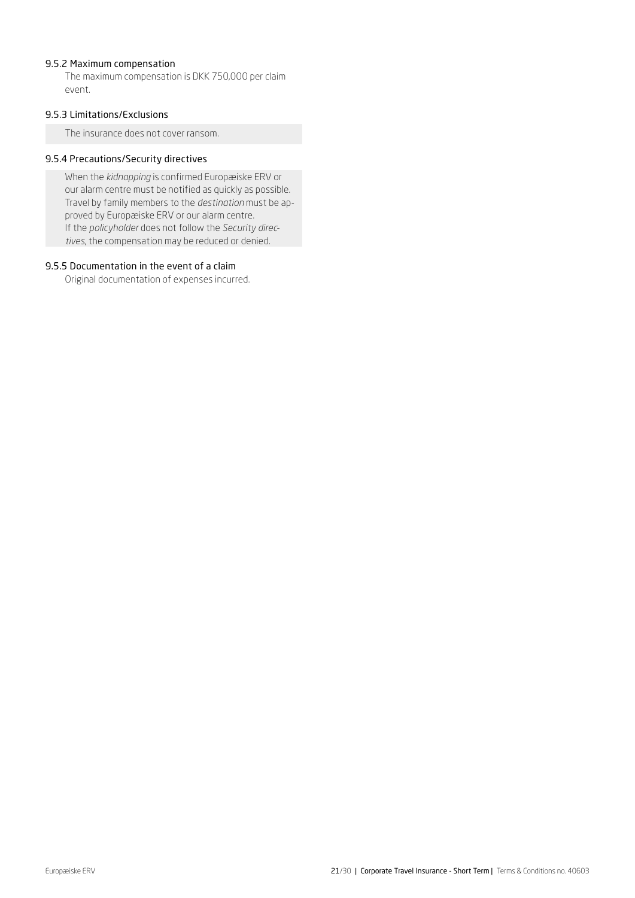#### 9.5.2 Maximum compensation

The maximum compensation is DKK 750,000 per claim event.

#### 9.5.3 Limitations/Exclusions

The insurance does not cover ransom.

#### 9.5.4 Precautions/Security directives

When the *kidnapping* is confirmed Europæiske ERV or our alarm centre must be notified as quickly as possible. Travel by family members to the *destination* must be approved by Europæiske ERV or our alarm centre.
If the *policyholder* does not follow the *Security directives*, the compensation may be reduced or denied.

#### 9.5.5 Documentation in the event of a claim

Original documentation of expenses incurred.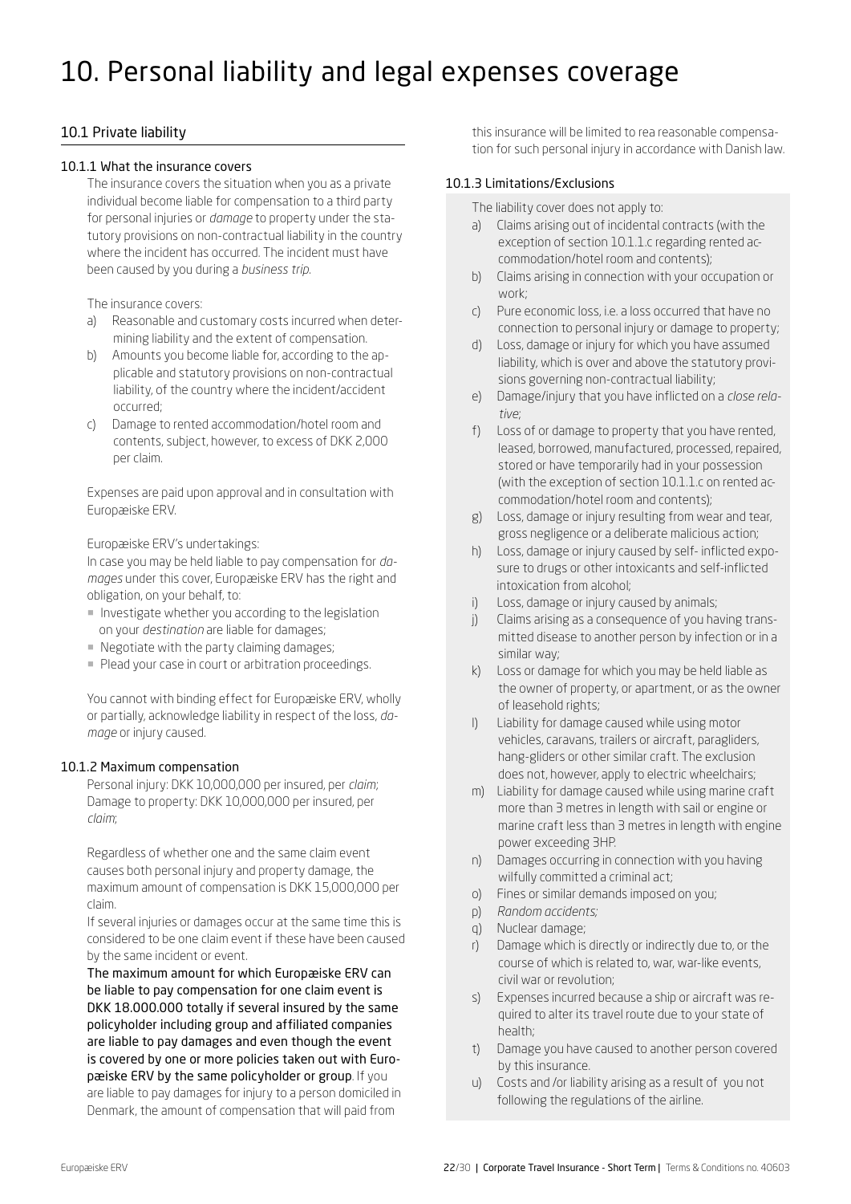# 10. Personal liability and legal expenses coverage

## 10.1 Private liability

### 10.1.1 What the insurance covers

The insurance covers the situation when you as a private individual become liable for compensation to a third party for personal injuries or *damage* to property under the statutory provisions on non-contractual liability in the country where the incident has occurred. The incident must have been caused by you during a *business trip*.

The insurance covers:

a) Reasonable and customary costs incurred when determining liability and the extent of compensation.
b) Amounts you become liable for, according to the applicable and statutory provisions on non-contractual liability, of the country where the incident/accident occurred;
c) Damage to rented accommodation/hotel room and contents, subject, however, to excess of DKK 2,000 per claim.

Expenses are paid upon approval and in consultation with Europæiske ERV.

Europæiske ERV's undertakings:

In case you may be held liable to pay compensation for *damages* under this cover, Europæiske ERV has the right and obligation, on your behalf, to:

- Investigate whether you according to the legislation on your *destination* are liable for damages;
- Negotiate with the party claiming damages;
- Plead your case in court or arbitration proceedings.

You cannot with binding effect for Europæiske ERV, wholly or partially, acknowledge liability in respect of the loss, *damage* or injury caused.

### 10.1.2 Maximum compensation

Personal injury: DKK 10,000,000 per insured, per *claim*;
Damage to property: DKK 10,000,000 per insured, per *claim*;

Regardless of whether one and the same claim event causes both personal injury and property damage, the maximum amount of compensation is DKK 15,000,000 per claim.

If several injuries or damages occur at the same time this is considered to be one claim event if these have been caused by the same incident or event.

The maximum amount for which Europæiske ERV can be liable to pay compensation for one claim event is DKK 18.000.000 totally if several insured by the same policyholder including group and affiliated companies are liable to pay damages and even though the event is covered by one or more policies taken out with Europæiske ERV by the same policyholder or group. If you are liable to pay damages for injury to a person domiciled in Denmark, the amount of compensation that will paid from this insurance will be limited to rea reasonable compensation for such personal injury in accordance with Danish law.

### 10.1.3 Limitations/Exclusions

The liability cover does not apply to:

a) Claims arising out of incidental contracts (with the exception of section 10.1.1.c regarding rented accommodation/hotel room and contents);
b) Claims arising in connection with your occupation or work;
c) Pure economic loss, i.e. a loss occurred that have no connection to personal injury or damage to property;
d) Loss, damage or injury for which you have assumed liability, which is over and above the statutory provisions governing non-contractual liability;
e) Damage/injury that you have inflicted on a *close relative*;
f) Loss of or damage to property that you have rented, leased, borrowed, manufactured, processed, repaired, stored or have temporarily had in your possession (with the exception of section 10.1.1.c on rented accommodation/hotel room and contents);
g) Loss, damage or injury resulting from wear and tear, gross negligence or a deliberate malicious action;
h) Loss, damage or injury caused by self- inflicted exposure to drugs or other intoxicants and self-inflicted intoxication from alcohol;
i) Loss, damage or injury caused by animals;
j) Claims arising as a consequence of you having transmitted disease to another person by infection or in a similar way;
k) Loss or damage for which you may be held liable as the owner of property, or apartment, or as the owner of leasehold rights;
l) Liability for damage caused while using motor vehicles, caravans, trailers or aircraft, paragliders, hang-gliders or other similar craft. The exclusion does not, however, apply to electric wheelchairs;
m) Liability for damage caused while using marine craft more than 3 metres in length with sail or engine or marine craft less than 3 metres in length with engine power exceeding 3HP.
n) Damages occurring in connection with you having wilfully committed a criminal act;
o) Fines or similar demands imposed on you;
p) *Random accidents;*
q) Nuclear damage;
r) Damage which is directly or indirectly due to, or the course of which is related to, war, war-like events, civil war or revolution;
s) Expenses incurred because a ship or aircraft was required to alter its travel route due to your state of health;
t) Damage you have caused to another person covered by this insurance.
u) Costs and /or liability arising as a result of you not following the regulations of the airline.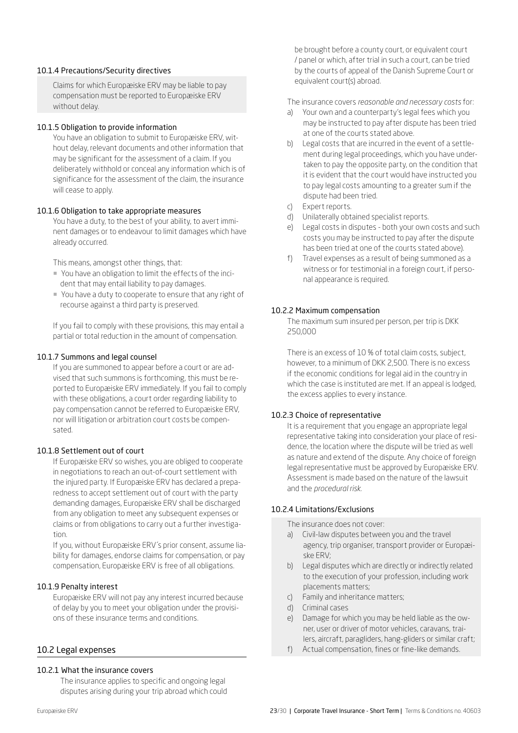#### 10.1.4 Precautions/Security directives

Claims for which Europæiske ERV may be liable to pay compensation must be reported to Europæiske ERV without delay.

#### 10.1.5 Obligation to provide information

You have an obligation to submit to Europæiske ERV, without delay, relevant documents and other information that may be significant for the assessment of a claim. If you deliberately withhold or conceal any information which is of significance for the assessment of the claim, the insurance will cease to apply.

#### 10.1.6 Obligation to take appropriate measures

You have a duty, to the best of your ability, to avert imminent damages or to endeavour to limit damages which have already occurred.

This means, amongst other things, that:

- You have an obligation to limit the effects of the incident that may entail liability to pay damages.
- You have a duty to cooperate to ensure that any right of recourse against a third party is preserved.

If you fail to comply with these provisions, this may entail a partial or total reduction in the amount of compensation.

#### 10.1.7 Summons and legal counsel

If you are summoned to appear before a court or are advised that such summons is forthcoming, this must be reported to Europæiske ERV immediately. If you fail to comply with these obligations, a court order regarding liability to pay compensation cannot be referred to Europæiske ERV, nor will litigation or arbitration court costs be compensated.

#### 10.1.8 Settlement out of court

If Europæiske ERV so wishes, you are obliged to cooperate in negotiations to reach an out-of-court settlement with the injured party. If Europæiske ERV has declared a preparedness to accept settlement out of court with the party demanding damages, Europæiske ERV shall be discharged from any obligation to meet any subsequent expenses or claims or from obligations to carry out a further investigation.

If you, without Europæiske ERV´s prior consent, assume liability for damages, endorse claims for compensation, or pay compensation, Europæiske ERV is free of all obligations.

#### 10.1.9 Penalty interest

Europæiske ERV will not pay any interest incurred because of delay by you to meet your obligation under the provisions of these insurance terms and conditions.

### 10.2 Legal expenses

#### 10.2.1 What the insurance covers

The insurance applies to specific and ongoing legal disputes arising during your trip abroad which could be brought before a county court, or equivalent court / panel or which, after trial in such a court, can be tried by the courts of appeal of the Danish Supreme Court or equivalent court(s) abroad.

The insurance covers *reasonable and necessary costs* for:

a) Your own and a counterparty's legal fees which you may be instructed to pay after dispute has been tried at one of the courts stated above.
b) Legal costs that are incurred in the event of a settlement during legal proceedings, which you have undertaken to pay the opposite party, on the condition that it is evident that the court would have instructed you to pay legal costs amounting to a greater sum if the dispute had been tried.
c) Expert reports.
d) Unilaterally obtained specialist reports.
e) Legal costs in disputes - both your own costs and such costs you may be instructed to pay after the dispute has been tried at one of the courts stated above).
f) Travel expenses as a result of being summoned as a witness or for testimonial in a foreign court, if personal appearance is required.

#### 10.2.2 Maximum compensation

The maximum sum insured per person, per trip is DKK 250,000

There is an excess of 10 % of total claim costs, subject, however, to a minimum of DKK 2,500. There is no excess if the economic conditions for legal aid in the country in which the case is instituted are met. If an appeal is lodged, the excess applies to every instance.

#### 10.2.3 Choice of representative

It is a requirement that you engage an appropriate legal representative taking into consideration your place of residence, the location where the dispute will be tried as well as nature and extend of the dispute. Any choice of foreign legal representative must be approved by Europæiske ERV. Assessment is made based on the nature of the lawsuit and the *procedural risk.*

#### 10.2.4 Limitations/Exclusions

The insurance does not cover:

a) Civil-law disputes between you and the travel agency, trip organiser, transport provider or Europæiske ERV;
b) Legal disputes which are directly or indirectly related to the execution of your profession, including work placements matters;
c) Family and inheritance matters;
d) Criminal cases
e) Damage for which you may be held liable as the owner, user or driver of motor vehicles, caravans, trailers, aircraft, paragliders, hang-gliders or similar craft;
f) Actual compensation, fines or fine-like demands.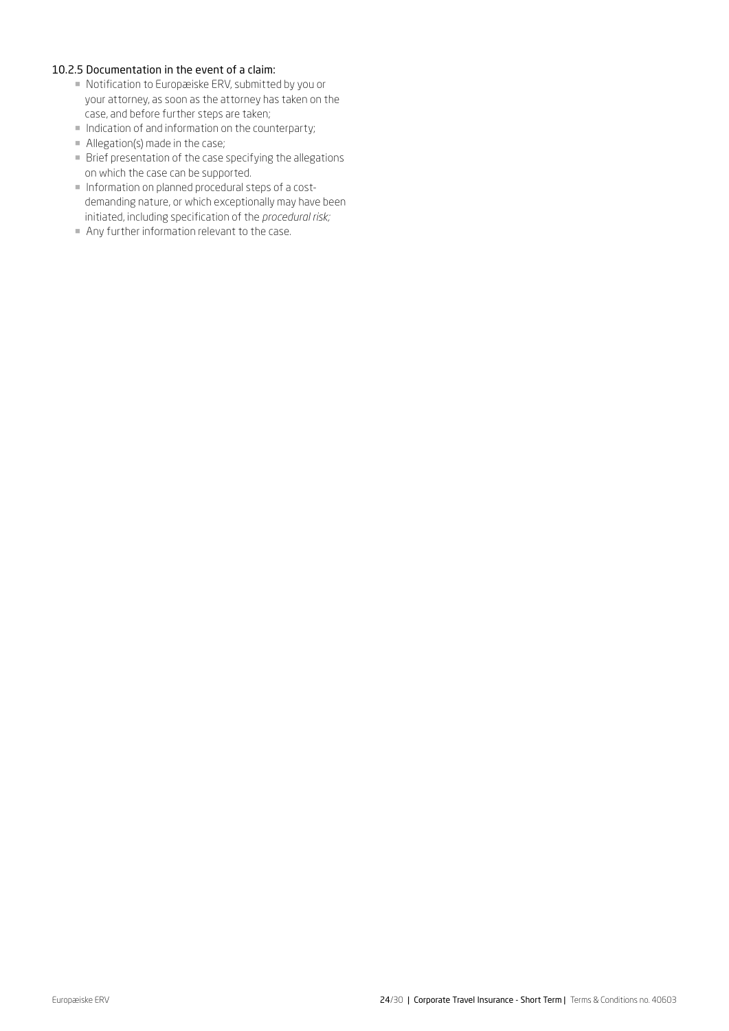#### 10.2.5 Documentation in the event of a claim:

- Notification to Europæiske ERV, submitted by you or your attorney, as soon as the attorney has taken on the case, and before further steps are taken;
- Indication of and information on the counterparty;
- Allegation(s) made in the case;
- Brief presentation of the case specifying the allegations on which the case can be supported.
- Information on planned procedural steps of a cost-demanding nature, or which exceptionally may have been initiated, including specification of the *procedural risk;*
- Any further information relevant to the case.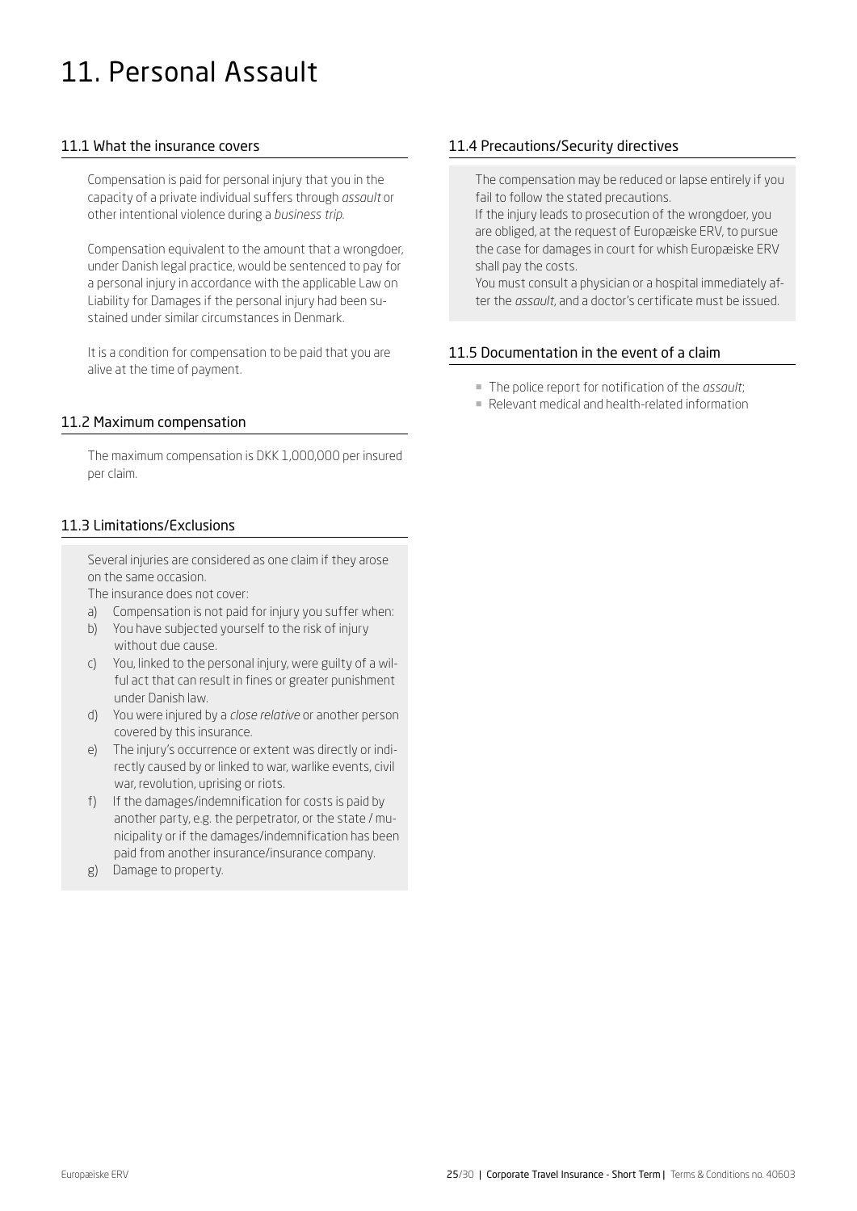# 11. Personal Assault

## 11.1 What the insurance covers

Compensation is paid for personal injury that you in the capacity of a private individual suffers through *assault* or other intentional violence during a *business trip*.

Compensation equivalent to the amount that a wrongdoer, under Danish legal practice, would be sentenced to pay for a personal injury in accordance with the applicable Law on Liability for Damages if the personal injury had been sustained under similar circumstances in Denmark.

It is a condition for compensation to be paid that you are alive at the time of payment.

## 11.2 Maximum compensation

The maximum compensation is DKK 1,000,000 per insured per claim.

## 11.3 Limitations/Exclusions

Several injuries are considered as one claim if they arose on the same occasion.

The insurance does not cover:

a) Compensation is not paid for injury you suffer when:
b) You have subjected yourself to the risk of injury without due cause.
c) You, linked to the personal injury, were guilty of a wilful act that can result in fines or greater punishment under Danish law.
d) You were injured by a *close relative* or another person covered by this insurance.
e) The injury's occurrence or extent was directly or indirectly caused by or linked to war, warlike events, civil war, revolution, uprising or riots.
f) If the damages/indemnification for costs is paid by another party, e.g. the perpetrator, or the state / municipality or if the damages/indemnification has been paid from another insurance/insurance company.
g) Damage to property.

## 11.4 Precautions/Security directives

The compensation may be reduced or lapse entirely if you fail to follow the stated precautions.

If the injury leads to prosecution of the wrongdoer, you are obliged, at the request of Europæiske ERV, to pursue the case for damages in court for whish Europæiske ERV shall pay the costs.

You must consult a physician or a hospital immediately after the *assault*, and a doctor's certificate must be issued.

## 11.5 Documentation in the event of a claim

- The police report for notification of the *assault*;
- Relevant medical and health-related information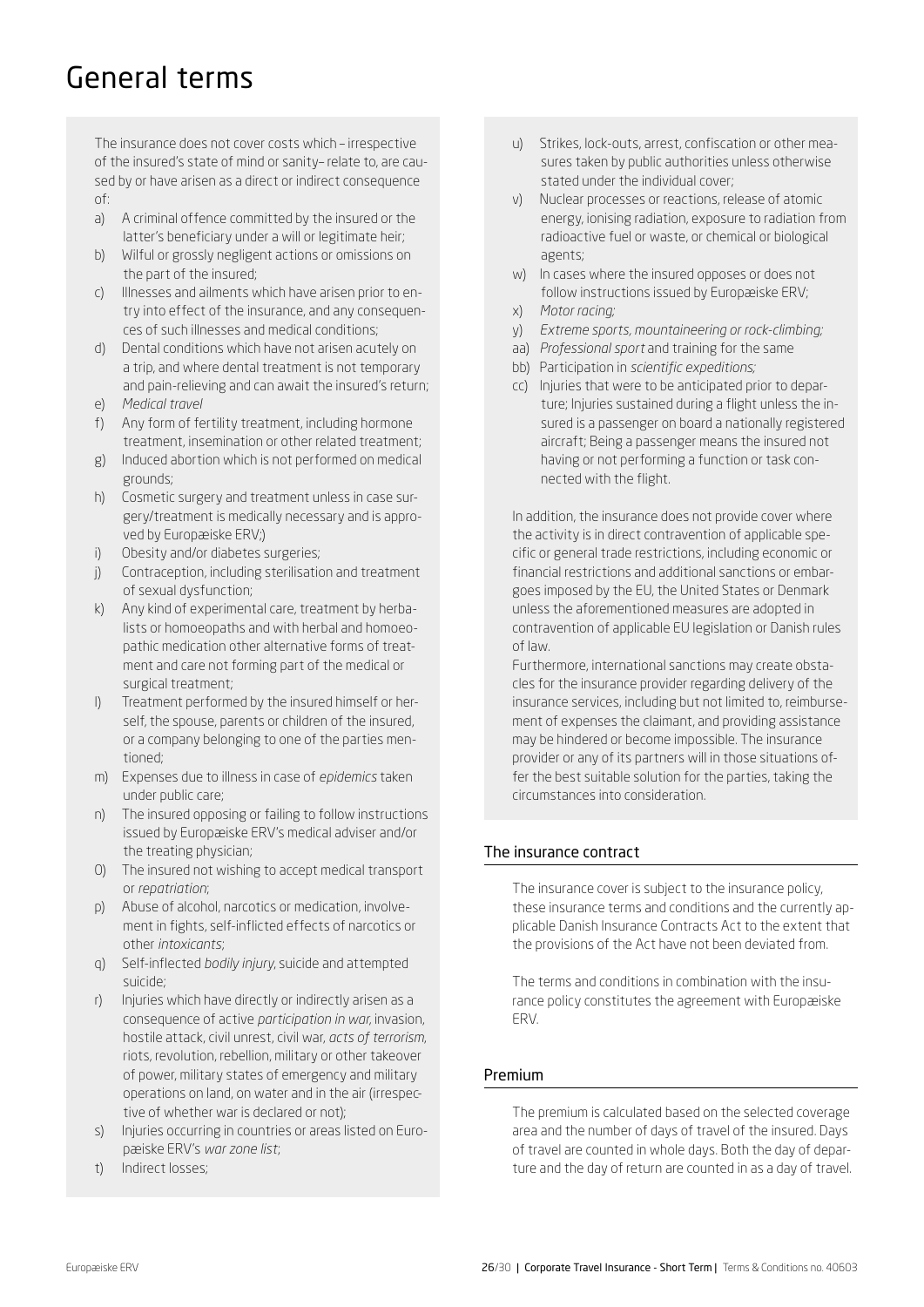# General terms

The insurance does not cover costs which – irrespective of the insured's state of mind or sanity– relate to, are caused by or have arisen as a direct or indirect consequence of:

a) A criminal offence committed by the insured or the latter's beneficiary under a will or legitimate heir;
b) Wilful or grossly negligent actions or omissions on the part of the insured;
c) Illnesses and ailments which have arisen prior to entry into effect of the insurance, and any consequences of such illnesses and medical conditions;
d) Dental conditions which have not arisen acutely on a trip, and where dental treatment is not temporary and pain-relieving and can await the insured's return;
e) *Medical travel*
f) Any form of fertility treatment, including hormone treatment, insemination or other related treatment;
g) Induced abortion which is not performed on medical grounds;
h) Cosmetic surgery and treatment unless in case surgery/treatment is medically necessary and is approved by Europæiske ERV;)
i) Obesity and/or diabetes surgeries;
j) Contraception, including sterilisation and treatment of sexual dysfunction;
k) Any kind of experimental care, treatment by herbalists or homoeopaths and with herbal and homoeopathic medication other alternative forms of treatment and care not forming part of the medical or surgical treatment;
l) Treatment performed by the insured himself or herself, the spouse, parents or children of the insured, or a company belonging to one of the parties mentioned;
m) Expenses due to illness in case of *epidemics* taken under public care;
n) The insured opposing or failing to follow instructions issued by Europæiske ERV's medical adviser and/or the treating physician;
O) The insured not wishing to accept medical transport or *repatriation*;
p) Abuse of alcohol, narcotics or medication, involvement in fights, self-inflicted effects of narcotics or other *intoxicants;*
q) Self-inflected *bodily injury*, suicide and attempted suicide;
r) Injuries which have directly or indirectly arisen as a consequence of active *participation in war*, invasion, hostile attack, civil unrest, civil war, *acts of terrorism*, riots, revolution, rebellion, military or other takeover of power, military states of emergency and military operations on land, on water and in the air (irrespective of whether war is declared or not);
s) Injuries occurring in countries or areas listed on Europæiske ERV's *war zone list*;
t) Indirect losses;
u) Strikes, lock-outs, arrest, confiscation or other measures taken by public authorities unless otherwise stated under the individual cover;
v) Nuclear processes or reactions, release of atomic energy, ionising radiation, exposure to radiation from radioactive fuel or waste, or chemical or biological agents;
w) In cases where the insured opposes or does not follow instructions issued by Europæiske ERV;
x) *Motor racing;*
y) *Extreme sports, mountaineering or rock-climbing;*
aa) *Professional sport* and training for the same
bb) Participation in *scientific expeditions;*
cc) Injuries that were to be anticipated prior to departure; Injuries sustained during a flight unless the insured is a passenger on board a nationally registered aircraft; Being a passenger means the insured not having or not performing a function or task connected with the flight.

In addition, the insurance does not provide cover where the activity is in direct contravention of applicable specific or general trade restrictions, including economic or financial restrictions and additional sanctions or embargoes imposed by the EU, the United States or Denmark unless the aforementioned measures are adopted in contravention of applicable EU legislation or Danish rules of law.

Furthermore, international sanctions may create obstacles for the insurance provider regarding delivery of the insurance services, including but not limited to, reimbursement of expenses the claimant, and providing assistance may be hindered or become impossible. The insurance provider or any of its partners will in those situations offer the best suitable solution for the parties, taking the circumstances into consideration.

## The insurance contract

The insurance cover is subject to the insurance policy, these insurance terms and conditions and the currently applicable Danish Insurance Contracts Act to the extent that the provisions of the Act have not been deviated from.

The terms and conditions in combination with the insurance policy constitutes the agreement with Europæiske ERV.

## Premium

The premium is calculated based on the selected coverage area and the number of days of travel of the insured. Days of travel are counted in whole days. Both the day of departure and the day of return are counted in as a day of travel.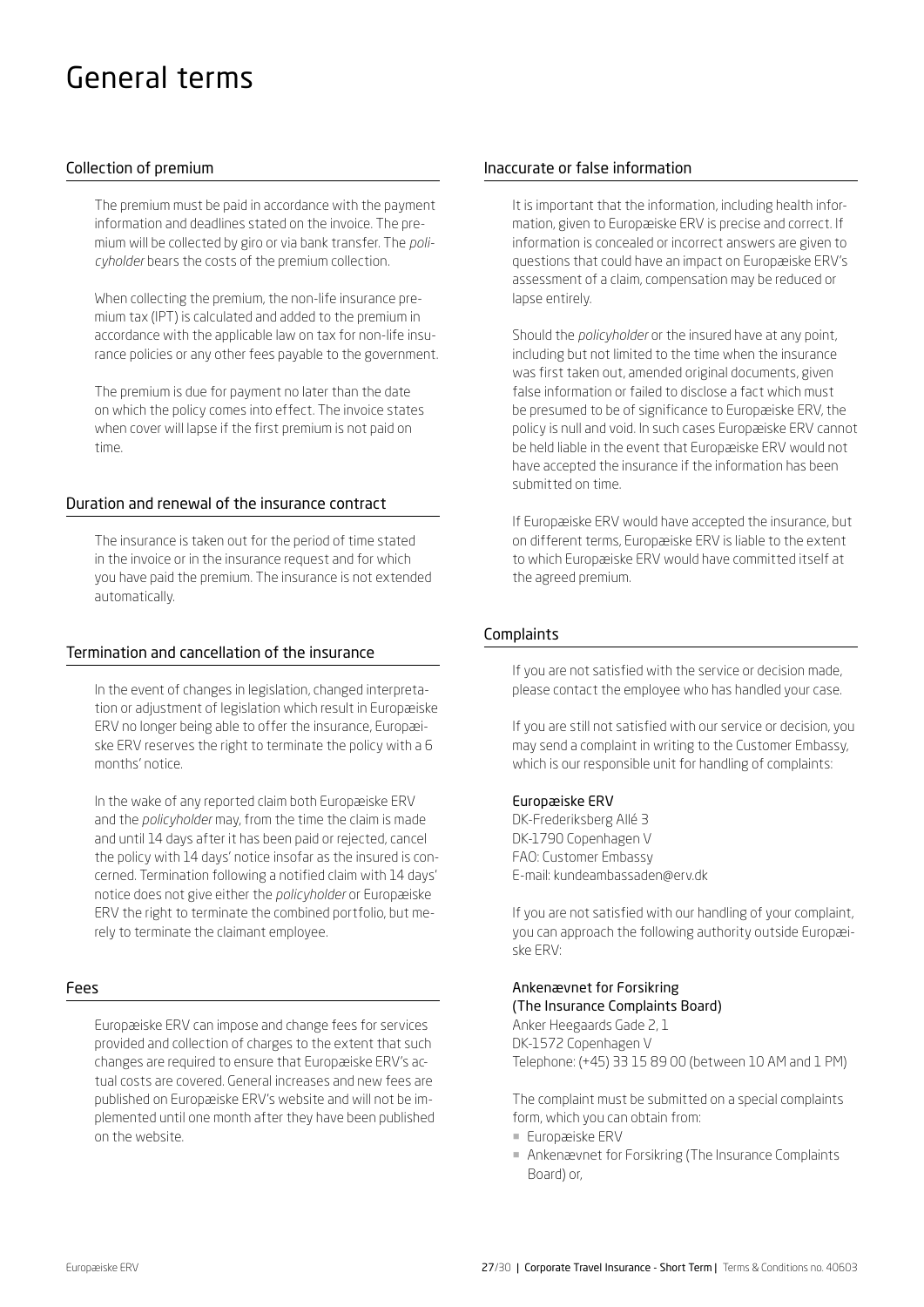# General terms

## Collection of premium

The premium must be paid in accordance with the payment information and deadlines stated on the invoice. The premium will be collected by giro or via bank transfer. The *policyholder* bears the costs of the premium collection.

When collecting the premium, the non-life insurance premium tax (IPT) is calculated and added to the premium in accordance with the applicable law on tax for non-life insurance policies or any other fees payable to the government.

The premium is due for payment no later than the date on which the policy comes into effect. The invoice states when cover will lapse if the first premium is not paid on time.

## Duration and renewal of the insurance contract

The insurance is taken out for the period of time stated in the invoice or in the insurance request and for which you have paid the premium. The insurance is not extended automatically.

## Termination and cancellation of the insurance

In the event of changes in legislation, changed interpretation or adjustment of legislation which result in Europæiske ERV no longer being able to offer the insurance, Europæiske ERV reserves the right to terminate the policy with a 6 months' notice.

In the wake of any reported claim both Europæiske ERV and the *policyholder* may, from the time the claim is made and until 14 days after it has been paid or rejected, cancel the policy with 14 days' notice insofar as the insured is concerned. Termination following a notified claim with 14 days' notice does not give either the *policyholder* or Europæiske ERV the right to terminate the combined portfolio, but merely to terminate the claimant employee.

## Fees

Europæiske ERV can impose and change fees for services provided and collection of charges to the extent that such changes are required to ensure that Europæiske ERV's actual costs are covered. General increases and new fees are published on Europæiske ERV's website and will not be implemented until one month after they have been published on the website.

## Inaccurate or false information

It is important that the information, including health information, given to Europæiske ERV is precise and correct. If information is concealed or incorrect answers are given to questions that could have an impact on Europæiske ERV's assessment of a claim, compensation may be reduced or lapse entirely.

Should the *policyholder* or the insured have at any point, including but not limited to the time when the insurance was first taken out, amended original documents, given false information or failed to disclose a fact which must be presumed to be of significance to Europæiske ERV, the policy is null and void. In such cases Europæiske ERV cannot be held liable in the event that Europæiske ERV would not have accepted the insurance if the information has been submitted on time.

If Europæiske ERV would have accepted the insurance, but on different terms, Europæiske ERV is liable to the extent to which Europæiske ERV would have committed itself at the agreed premium.

## Complaints

If you are not satisfied with the service or decision made, please contact the employee who has handled your case.

If you are still not satisfied with our service or decision, you may send a complaint in writing to the Customer Embassy, which is our responsible unit for handling of complaints:

**Europæiske ERV**
DK-Frederiksberg Allé 3
DK-1790 Copenhagen V
FAO: Customer Embassy
E-mail: kundeambassaden@erv.dk

If you are not satisfied with our handling of your complaint, you can approach the following authority outside Europæiske ERV:

**Ankenævnet for Forsikring**
**(The Insurance Complaints Board)**
Anker Heegaards Gade 2, 1
DK-1572 Copenhagen V
Telephone: (+45) 33 15 89 00 (between 10 AM and 1 PM)

The complaint must be submitted on a special complaints form, which you can obtain from:

- Europæiske ERV
- Ankenævnet for Forsikring (The Insurance Complaints Board) or,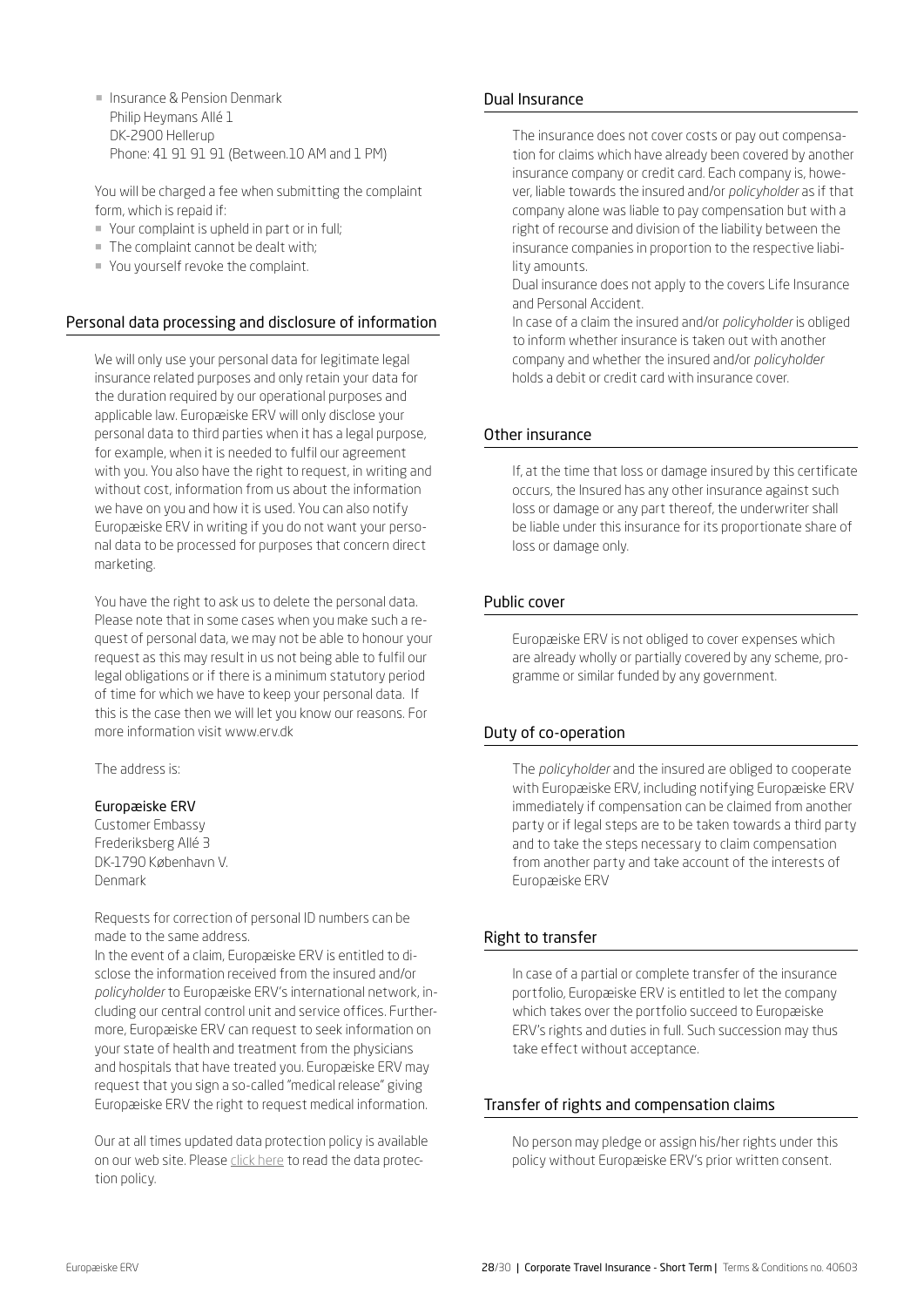- Insurance & Pension Denmark  
  Philip Heymans Allé 1  
  DK-2900 Hellerup  
  Phone: 41 91 91 91 (Between.10 AM and 1 PM)

You will be charged a fee when submitting the complaint form, which is repaid if:

- Your complaint is upheld in part or in full;
- The complaint cannot be dealt with;
- You yourself revoke the complaint.

## Personal data processing and disclosure of information

We will only use your personal data for legitimate legal insurance related purposes and only retain your data for the duration required by our operational purposes and applicable law. Europæiske ERV will only disclose your personal data to third parties when it has a legal purpose, for example, when it is needed to fulfil our agreement with you. You also have the right to request, in writing and without cost, information from us about the information we have on you and how it is used. You can also notify Europæiske ERV in writing if you do not want your personal data to be processed for purposes that concern direct marketing.

You have the right to ask us to delete the personal data. Please note that in some cases when you make such a request of personal data, we may not be able to honour your request as this may result in us not being able to fulfil our legal obligations or if there is a minimum statutory period of time for which we have to keep your personal data. If this is the case then we will let you know our reasons. For more information visit www.erv.dk

The address is:

Europæiske ERV  
Customer Embassy  
Frederiksberg Allé 3  
DK-1790 København V.  
Denmark

Requests for correction of personal ID numbers can be made to the same address.

In the event of a claim, Europæiske ERV is entitled to disclose the information received from the insured and/or *policyholder* to Europæiske ERV's international network, including our central control unit and service offices. Furthermore, Europæiske ERV can request to seek information on your state of health and treatment from the physicians and hospitals that have treated you. Europæiske ERV may request that you sign a so-called "medical release" giving Europæiske ERV the right to request medical information.

Our at all times updated data protection policy is available on our web site. Please click here to read the data protection policy.

## Dual Insurance

The insurance does not cover costs or pay out compensation for claims which have already been covered by another insurance company or credit card. Each company is, however, liable towards the insured and/or *policyholder* as if that company alone was liable to pay compensation but with a right of recourse and division of the liability between the insurance companies in proportion to the respective liability amounts.

Dual insurance does not apply to the covers Life Insurance and Personal Accident.

In case of a claim the insured and/or *policyholder* is obliged to inform whether insurance is taken out with another company and whether the insured and/or *policyholder* holds a debit or credit card with insurance cover.

## Other insurance

If, at the time that loss or damage insured by this certificate occurs, the Insured has any other insurance against such loss or damage or any part thereof, the underwriter shall be liable under this insurance for its proportionate share of loss or damage only.

## Public cover

Europæiske ERV is not obliged to cover expenses which are already wholly or partially covered by any scheme, programme or similar funded by any government.

## Duty of co-operation

The *policyholder* and the insured are obliged to cooperate with Europæiske ERV, including notifying Europæiske ERV immediately if compensation can be claimed from another party or if legal steps are to be taken towards a third party and to take the steps necessary to claim compensation from another party and take account of the interests of Europæiske ERV

## Right to transfer

In case of a partial or complete transfer of the insurance portfolio, Europæiske ERV is entitled to let the company which takes over the portfolio succeed to Europæiske ERV's rights and duties in full. Such succession may thus take effect without acceptance.

## Transfer of rights and compensation claims

No person may pledge or assign his/her rights under this policy without Europæiske ERV's prior written consent.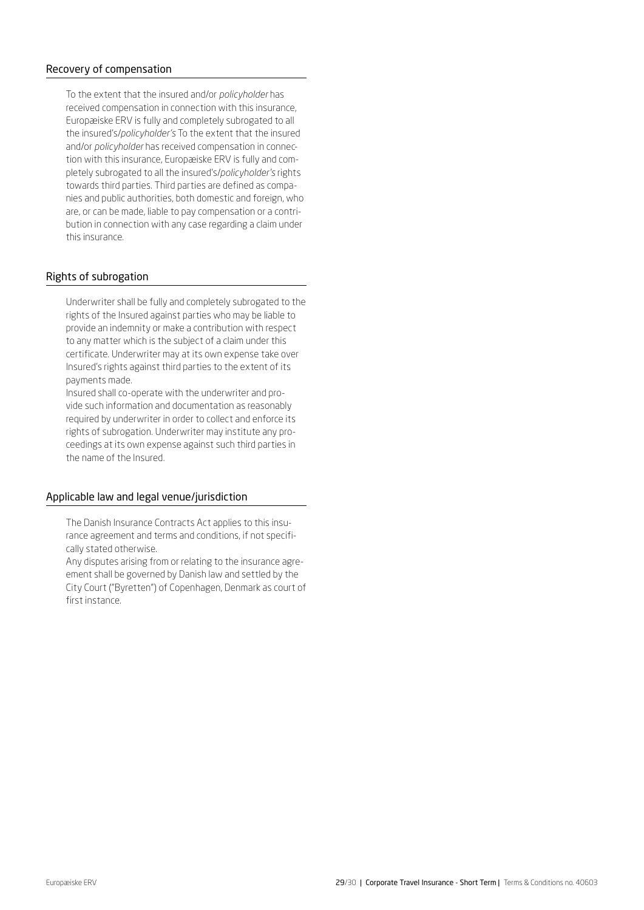## Recovery of compensation

To the extent that the insured and/or *policyholder* has received compensation in connection with this insurance, Europæiske ERV is fully and completely subrogated to all the insured's/*policyholder's* To the extent that the insured and/or *policyholder* has received compensation in connection with this insurance, Europæiske ERV is fully and completely subrogated to all the insured's/*policyholder's* rights towards third parties. Third parties are defined as companies and public authorities, both domestic and foreign, who are, or can be made, liable to pay compensation or a contribution in connection with any case regarding a claim under this insurance.

## Rights of subrogation

Underwriter shall be fully and completely subrogated to the rights of the Insured against parties who may be liable to provide an indemnity or make a contribution with respect to any matter which is the subject of a claim under this certificate. Underwriter may at its own expense take over Insured's rights against third parties to the extent of its payments made.

Insured shall co-operate with the underwriter and provide such information and documentation as reasonably required by underwriter in order to collect and enforce its rights of subrogation. Underwriter may institute any proceedings at its own expense against such third parties in the name of the Insured.

## Applicable law and legal venue/jurisdiction

The Danish Insurance Contracts Act applies to this insurance agreement and terms and conditions, if not specifically stated otherwise.

Any disputes arising from or relating to the insurance agreement shall be governed by Danish law and settled by the City Court ("Byretten") of Copenhagen, Denmark as court of first instance.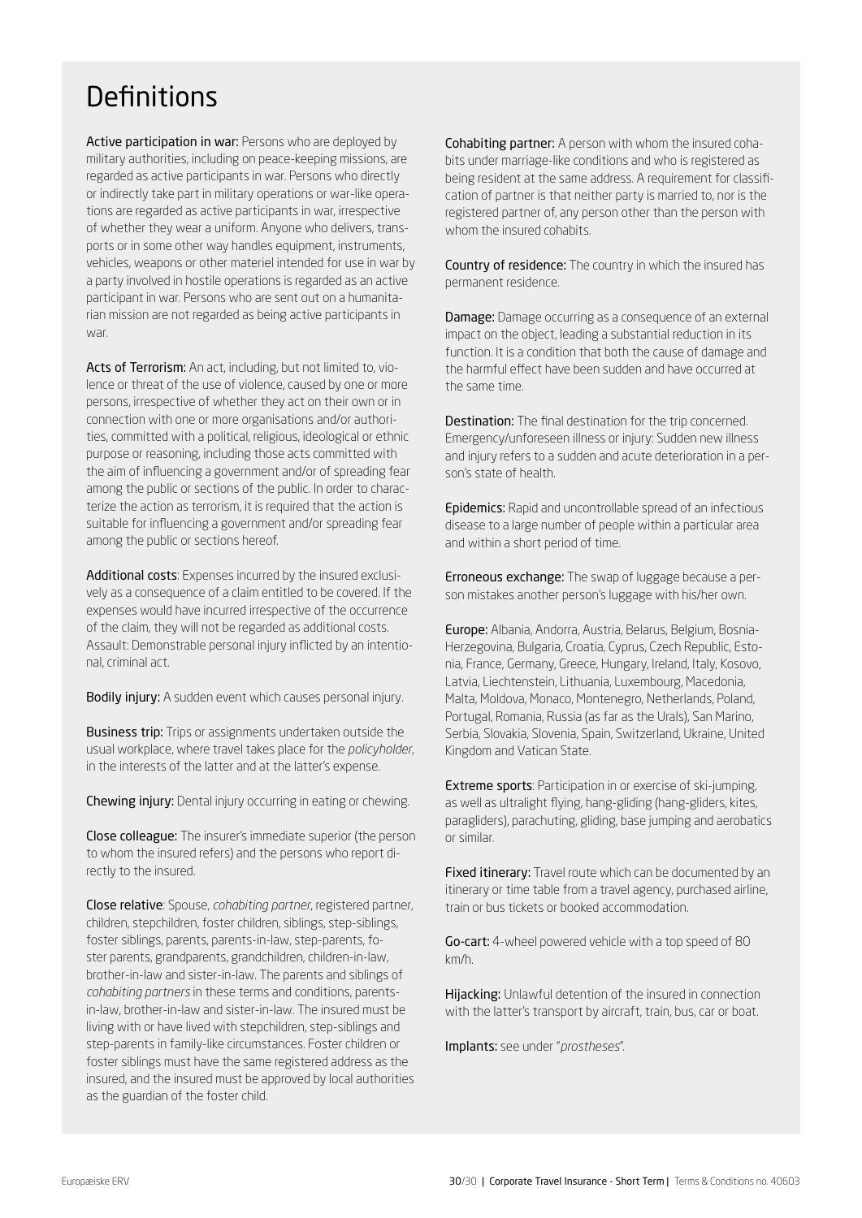# Definitions

**Active participation in war:** Persons who are deployed by military authorities, including on peace-keeping missions, are regarded as active participants in war. Persons who directly or indirectly take part in military operations or war-like operations are regarded as active participants in war, irrespective of whether they wear a uniform. Anyone who delivers, transports or in some other way handles equipment, instruments, vehicles, weapons or other materiel intended for use in war by a party involved in hostile operations is regarded as an active participant in war. Persons who are sent out on a humanitarian mission are not regarded as being active participants in war.

**Acts of Terrorism:** An act, including, but not limited to, violence or threat of the use of violence, caused by one or more persons, irrespective of whether they act on their own or in connection with one or more organisations and/or authorities, committed with a political, religious, ideological or ethnic purpose or reasoning, including those acts committed with the aim of influencing a government and/or of spreading fear among the public or sections of the public. In order to characterize the action as terrorism, it is required that the action is suitable for influencing a government and/or spreading fear among the public or sections hereof.

**Additional costs**: Expenses incurred by the insured exclusively as a consequence of a claim entitled to be covered. If the expenses would have incurred irrespective of the occurrence of the claim, they will not be regarded as additional costs. Assault: Demonstrable personal injury inflicted by an intentional, criminal act.

**Bodily injury:** A sudden event which causes personal injury.

**Business trip:** Trips or assignments undertaken outside the usual workplace, where travel takes place for the *policyholder*, in the interests of the latter and at the latter's expense.

**Chewing injury:** Dental injury occurring in eating or chewing.

**Close colleague:** The insurer's immediate superior (the person to whom the insured refers) and the persons who report directly to the insured.

**Close relative**: Spouse, *cohabiting partner*, registered partner, children, stepchildren, foster children, siblings, step-siblings, foster siblings, parents, parents-in-law, step-parents, foster parents, grandparents, grandchildren, children-in-law, brother-in-law and sister-in-law. The parents and siblings of *cohabiting partners* in these terms and conditions, parents-in-law, brother-in-law and sister-in-law. The insured must be living with or have lived with stepchildren, step-siblings and step-parents in family-like circumstances. Foster children or foster siblings must have the same registered address as the insured, and the insured must be approved by local authorities as the guardian of the foster child.

**Cohabiting partner:** A person with whom the insured cohabits under marriage-like conditions and who is registered as being resident at the same address. A requirement for classification of partner is that neither party is married to, nor is the registered partner of, any person other than the person with whom the insured cohabits.

**Country of residence:** The country in which the insured has permanent residence.

**Damage:** Damage occurring as a consequence of an external impact on the object, leading a substantial reduction in its function. It is a condition that both the cause of damage and the harmful effect have been sudden and have occurred at the same time.

**Destination:** The final destination for the trip concerned. Emergency/unforeseen illness or injury: Sudden new illness and injury refers to a sudden and acute deterioration in a person's state of health.

**Epidemics:** Rapid and uncontrollable spread of an infectious disease to a large number of people within a particular area and within a short period of time.

**Erroneous exchange:** The swap of luggage because a person mistakes another person's luggage with his/her own.

**Europe:** Albania, Andorra, Austria, Belarus, Belgium, Bosnia-Herzegovina, Bulgaria, Croatia, Cyprus, Czech Republic, Estonia, France, Germany, Greece, Hungary, Ireland, Italy, Kosovo, Latvia, Liechtenstein, Lithuania, Luxembourg, Macedonia, Malta, Moldova, Monaco, Montenegro, Netherlands, Poland, Portugal, Romania, Russia (as far as the Urals), San Marino, Serbia, Slovakia, Slovenia, Spain, Switzerland, Ukraine, United Kingdom and Vatican State.

**Extreme sports**: Participation in or exercise of ski-jumping, as well as ultralight flying, hang-gliding (hang-gliders, kites, paragliders), parachuting, gliding, base jumping and aerobatics or similar.

**Fixed itinerary:** Travel route which can be documented by an itinerary or time table from a travel agency, purchased airline, train or bus tickets or booked accommodation.

**Go-cart:** 4-wheel powered vehicle with a top speed of 80 km/h.

**Hijacking:** Unlawful detention of the insured in connection with the latter's transport by aircraft, train, bus, car or boat.

**Implants:** see under "*prostheses*".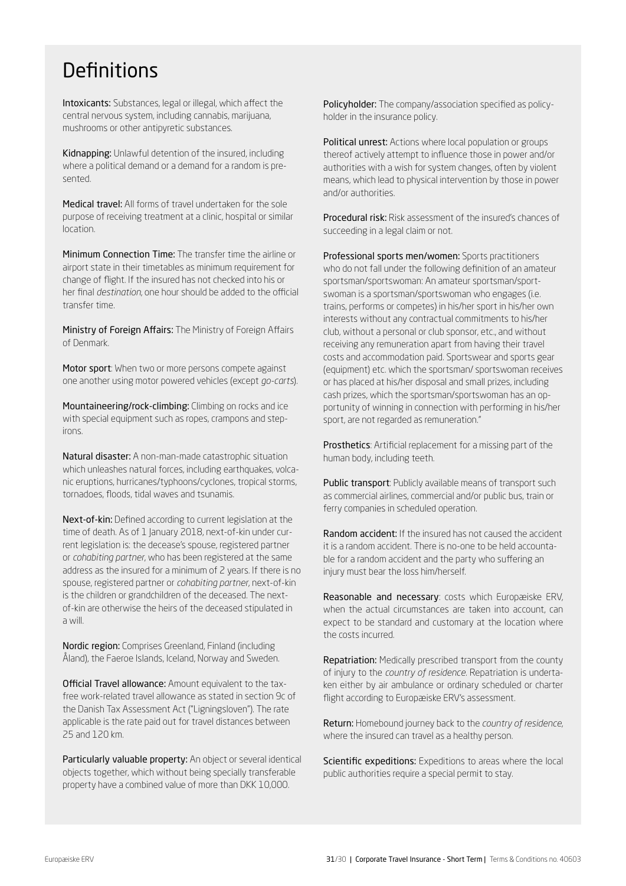# Definitions

**Intoxicants:** Substances, legal or illegal, which affect the central nervous system, including cannabis, marijuana, mushrooms or other antipyretic substances.

**Kidnapping:** Unlawful detention of the insured, including where a political demand or a demand for a random is presented.

**Medical travel:** All forms of travel undertaken for the sole purpose of receiving treatment at a clinic, hospital or similar location.

**Minimum Connection Time:** The transfer time the airline or airport state in their timetables as minimum requirement for change of flight. If the insured has not checked into his or her final *destination*, one hour should be added to the official transfer time.

**Ministry of Foreign Affairs:** The Ministry of Foreign Affairs of Denmark.

**Motor sport**: When two or more persons compete against one another using motor powered vehicles (except *go-carts*).

**Mountaineering/rock-climbing:** Climbing on rocks and ice with special equipment such as ropes, crampons and step-irons.

**Natural disaster:** A non-man-made catastrophic situation which unleashes natural forces, including earthquakes, volcanic eruptions, hurricanes/typhoons/cyclones, tropical storms, tornadoes, floods, tidal waves and tsunamis.

**Next-of-kin:** Defined according to current legislation at the time of death. As of 1 January 2018, next-of-kin under current legislation is: the decease's spouse, registered partner or *cohabiting partner*, who has been registered at the same address as the insured for a minimum of 2 years. If there is no spouse, registered partner or *cohabiting partner*, next-of-kin is the children or grandchildren of the deceased. The next-of-kin are otherwise the heirs of the deceased stipulated in a will.

**Nordic region:** Comprises Greenland, Finland (including Åland), the Faeroe Islands, Iceland, Norway and Sweden.

**Official Travel allowance:** Amount equivalent to the tax-free work-related travel allowance as stated in section 9c of the Danish Tax Assessment Act ("Ligningsloven"). The rate applicable is the rate paid out for travel distances between 25 and 120 km.

**Particularly valuable property:** An object or several identical objects together, which without being specially transferable property have a combined value of more than DKK 10,000.

**Policyholder:** The company/association specified as policyholder in the insurance policy.

**Political unrest:** Actions where local population or groups thereof actively attempt to influence those in power and/or authorities with a wish for system changes, often by violent means, which lead to physical intervention by those in power and/or authorities.

**Procedural risk:** Risk assessment of the insured's chances of succeeding in a legal claim or not.

**Professional sports men/women:** Sports practitioners who do not fall under the following definition of an amateur sportsman/sportswoman: An amateur sportsman/sportswoman is a sportsman/sportswoman who engages (i.e. trains, performs or competes) in his/her sport in his/her own interests without any contractual commitments to his/her club, without a personal or club sponsor, etc., and without receiving any remuneration apart from having their travel costs and accommodation paid. Sportswear and sports gear (equipment) etc. which the sportsman/ sportswoman receives or has placed at his/her disposal and small prizes, including cash prizes, which the sportsman/sportswoman has an opportunity of winning in connection with performing in his/her sport, are not regarded as remuneration."

**Prosthetics**: Artificial replacement for a missing part of the human body, including teeth.

**Public transport**: Publicly available means of transport such as commercial airlines, commercial and/or public bus, train or ferry companies in scheduled operation.

**Random accident:** If the insured has not caused the accident it is a random accident. There is no-one to be held accountable for a random accident and the party who suffering an injury must bear the loss him/herself.

**Reasonable and necessary**: costs which Europæiske ERV, when the actual circumstances are taken into account, can expect to be standard and customary at the location where the costs incurred.

**Repatriation:** Medically prescribed transport from the county of injury to the *country of residence*. Repatriation is undertaken either by air ambulance or ordinary scheduled or charter flight according to Europæiske ERV's assessment.

**Return:** Homebound journey back to the *country of residence*, where the insured can travel as a healthy person.

**Scientific expeditions:** Expeditions to areas where the local public authorities require a special permit to stay.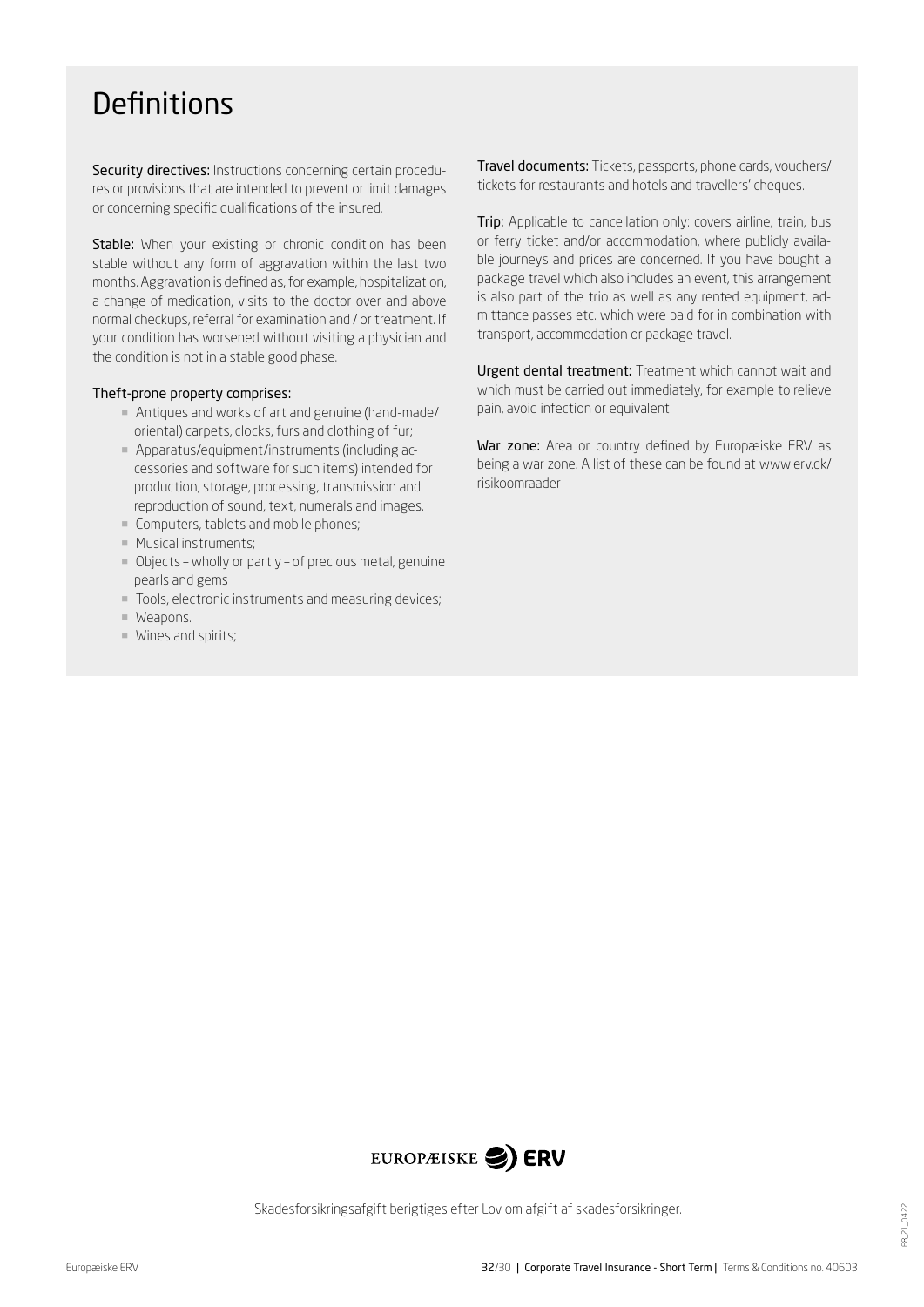# Definitions

**Security directives:** Instructions concerning certain procedures or provisions that are intended to prevent or limit damages or concerning specific qualifications of the insured.

**Stable:** When your existing or chronic condition has been stable without any form of aggravation within the last two months. Aggravation is defined as, for example, hospitalization, a change of medication, visits to the doctor over and above normal checkups, referral for examination and / or treatment. If your condition has worsened without visiting a physician and the condition is not in a stable good phase.

**Theft-prone property comprises:**

- Antiques and works of art and genuine (hand-made/ oriental) carpets, clocks, furs and clothing of fur;
- Apparatus/equipment/instruments (including accessories and software for such items) intended for production, storage, processing, transmission and reproduction of sound, text, numerals and images.
- Computers, tablets and mobile phones;
- Musical instruments;
- Objects – wholly or partly – of precious metal, genuine pearls and gems
- Tools, electronic instruments and measuring devices;
- Weapons.
- Wines and spirits;

**Travel documents:** Tickets, passports, phone cards, vouchers/ tickets for restaurants and hotels and travellers' cheques.

**Trip:** Applicable to cancellation only: covers airline, train, bus or ferry ticket and/or accommodation, where publicly available journeys and prices are concerned. If you have bought a package travel which also includes an event, this arrangement is also part of the trio as well as any rented equipment, admittance passes etc. which were paid for in combination with transport, accommodation or package travel.

**Urgent dental treatment:** Treatment which cannot wait and which must be carried out immediately, for example to relieve pain, avoid infection or equivalent.

**War zone:** Area or country defined by Europæiske ERV as being a war zone. A list of these can be found at www.erv.dk/ risikoomraader

EUROPÆISKE ERV

Skadesforsikringsafgift berigtiges efter Lov om afgift af skadesforsikringer.